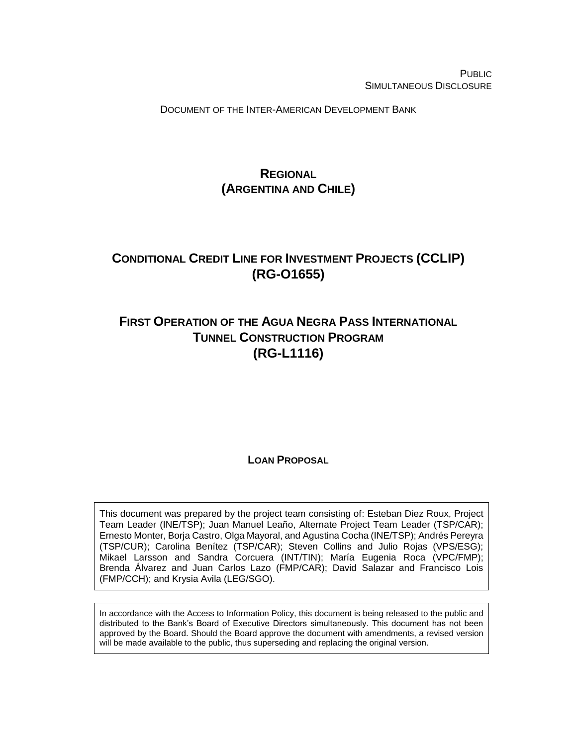PUBLIC
SIMULTANEOUS DISCLOSURE

DOCUMENT OF THE INTER-AMERICAN DEVELOPMENT BANK

# REGIONAL (ARGENTINA AND CHILE)

# CONDITIONAL CREDIT LINE FOR INVESTMENT PROJECTS (CCLIP) (RG-O1655)

# FIRST OPERATION OF THE AGUA NEGRA PASS INTERNATIONAL TUNNEL CONSTRUCTION PROGRAM (RG-L1116)

**LOAN PROPOSAL**

This document was prepared by the project team consisting of: Esteban Diez Roux, Project Team Leader (INE/TSP); Juan Manuel Leaño, Alternate Project Team Leader (TSP/CAR); Ernesto Monter, Borja Castro, Olga Mayoral, and Agustina Cocha (INE/TSP); Andrés Pereyra (TSP/CUR); Carolina Benítez (TSP/CAR); Steven Collins and Julio Rojas (VPS/ESG); Mikael Larsson and Sandra Corcuera (INT/TIN); María Eugenia Roca (VPC/FMP); Brenda Álvarez and Juan Carlos Lazo (FMP/CAR); David Salazar and Francisco Lois (FMP/CCH); and Krysia Avila (LEG/SGO).

In accordance with the Access to Information Policy, this document is being released to the public and distributed to the Bank's Board of Executive Directors simultaneously. This document has not been approved by the Board. Should the Board approve the document with amendments, a revised version will be made available to the public, thus superseding and replacing the original version.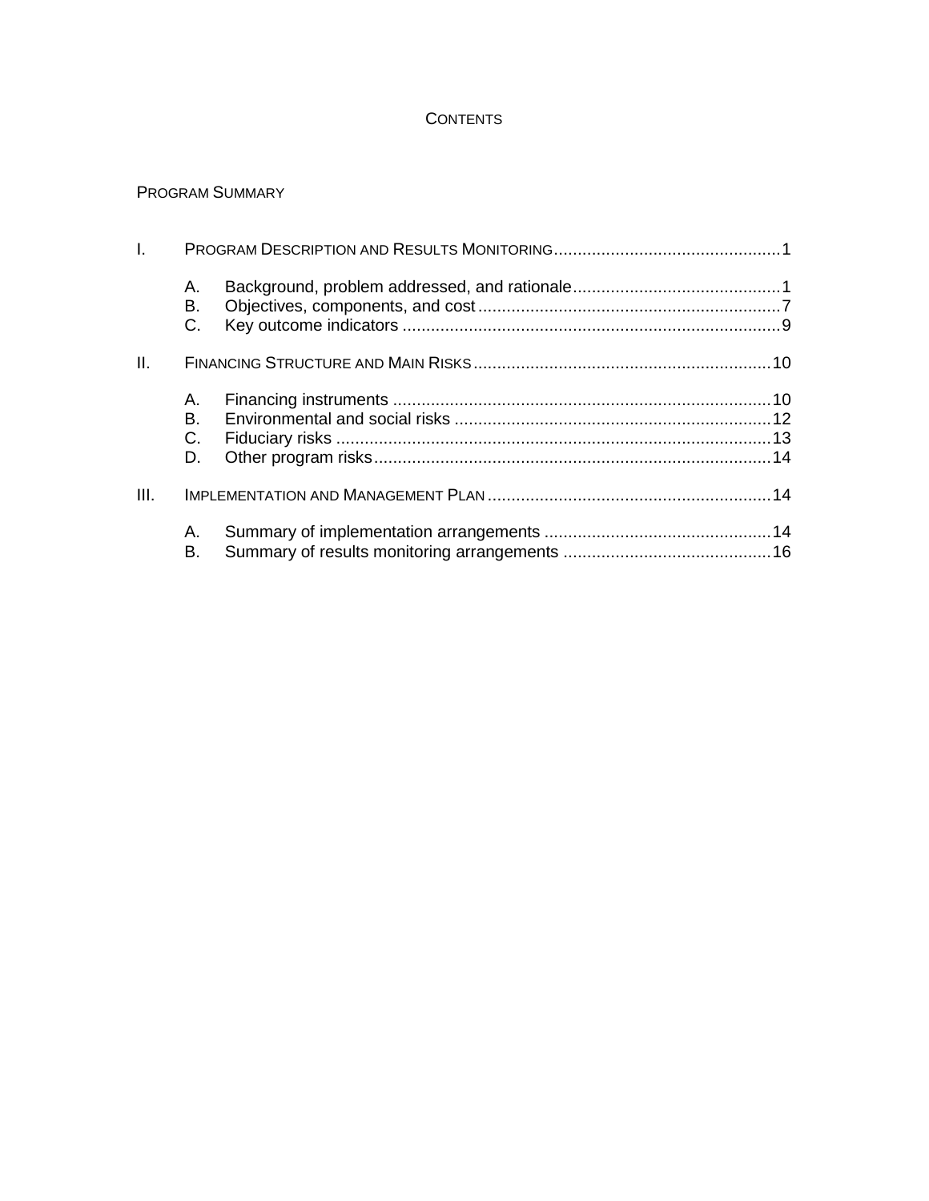# CONTENTS

PROGRAM SUMMARY

I. PROGRAM DESCRIPTION AND RESULTS MONITORING ........................................ 1

- A. Background, problem addressed, and rationale ........................................ 1
- B. Objectives, components, and cost ........................................ 7
- C. Key outcome indicators ........................................ 9

II. FINANCING STRUCTURE AND MAIN RISKS ........................................ 10

- A. Financing instruments ........................................ 10
- B. Environmental and social risks ........................................ 12
- C. Fiduciary risks ........................................ 13
- D. Other program risks ........................................ 14

III. IMPLEMENTATION AND MANAGEMENT PLAN ........................................ 14

- A. Summary of implementation arrangements ........................................ 14
- B. Summary of results monitoring arrangements ........................................ 16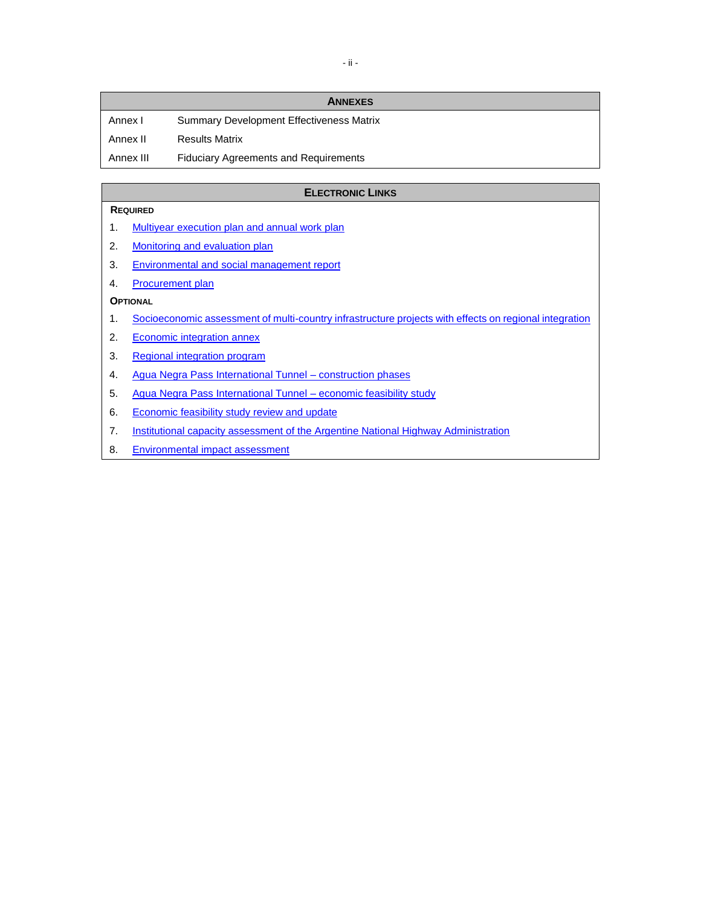| ANNEXES | |
|---|---|
| Annex I | Summary Development Effectiveness Matrix |
| Annex II | Results Matrix |
| Annex III | Fiduciary Agreements and Requirements |

## ELECTRONIC LINKS

**REQUIRED**

1. Multiyear execution plan and annual work plan
2. Monitoring and evaluation plan
3. Environmental and social management report
4. Procurement plan

**OPTIONAL**

1. Socioeconomic assessment of multi-country infrastructure projects with effects on regional integration
2. Economic integration annex
3. Regional integration program
4. Agua Negra Pass International Tunnel – construction phases
5. Agua Negra Pass International Tunnel – economic feasibility study
6. Economic feasibility study review and update
7. Institutional capacity assessment of the Argentine National Highway Administration
8. Environmental impact assessment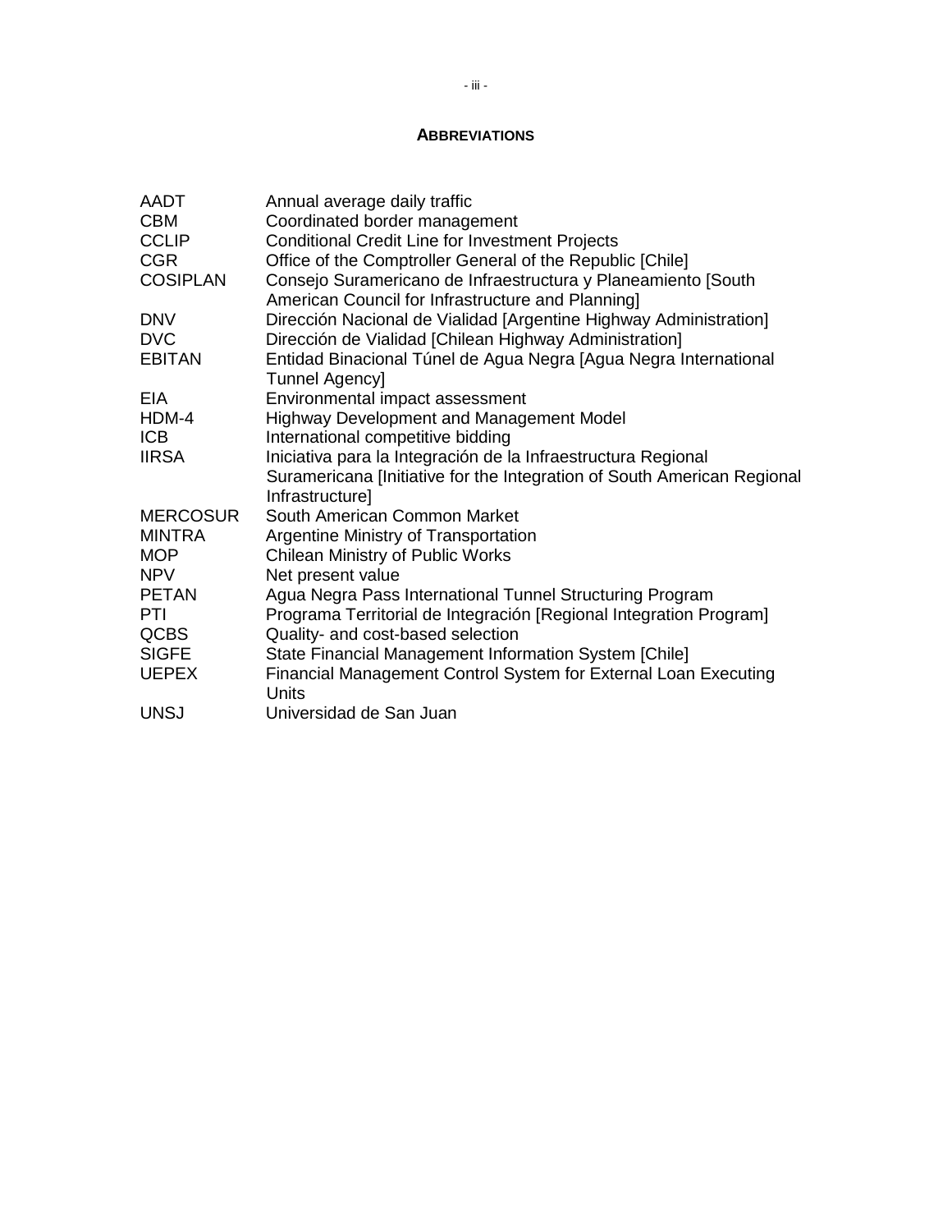## ABBREVIATIONS

| | |
|---|---|
| AADT | Annual average daily traffic |
| CBM | Coordinated border management |
| CCLIP | Conditional Credit Line for Investment Projects |
| CGR | Office of the Comptroller General of the Republic [Chile] |
| COSIPLAN | Consejo Suramericano de Infraestructura y Planeamiento [South American Council for Infrastructure and Planning] |
| DNV | Dirección Nacional de Vialidad [Argentine Highway Administration] |
| DVC | Dirección de Vialidad [Chilean Highway Administration] |
| EBITAN | Entidad Binacional Túnel de Agua Negra [Agua Negra International Tunnel Agency] |
| EIA | Environmental impact assessment |
| HDM-4 | Highway Development and Management Model |
| ICB | International competitive bidding |
| IIRSA | Iniciativa para la Integración de la Infraestructura Regional Suramericana [Initiative for the Integration of South American Regional Infrastructure] |
| MERCOSUR | South American Common Market |
| MINTRA | Argentine Ministry of Transportation |
| MOP | Chilean Ministry of Public Works |
| NPV | Net present value |
| PETAN | Agua Negra Pass International Tunnel Structuring Program |
| PTI | Programa Territorial de Integración [Regional Integration Program] |
| QCBS | Quality- and cost-based selection |
| SIGFE | State Financial Management Information System [Chile] |
| UEPEX | Financial Management Control System for External Loan Executing Units |
| UNSJ | Universidad de San Juan |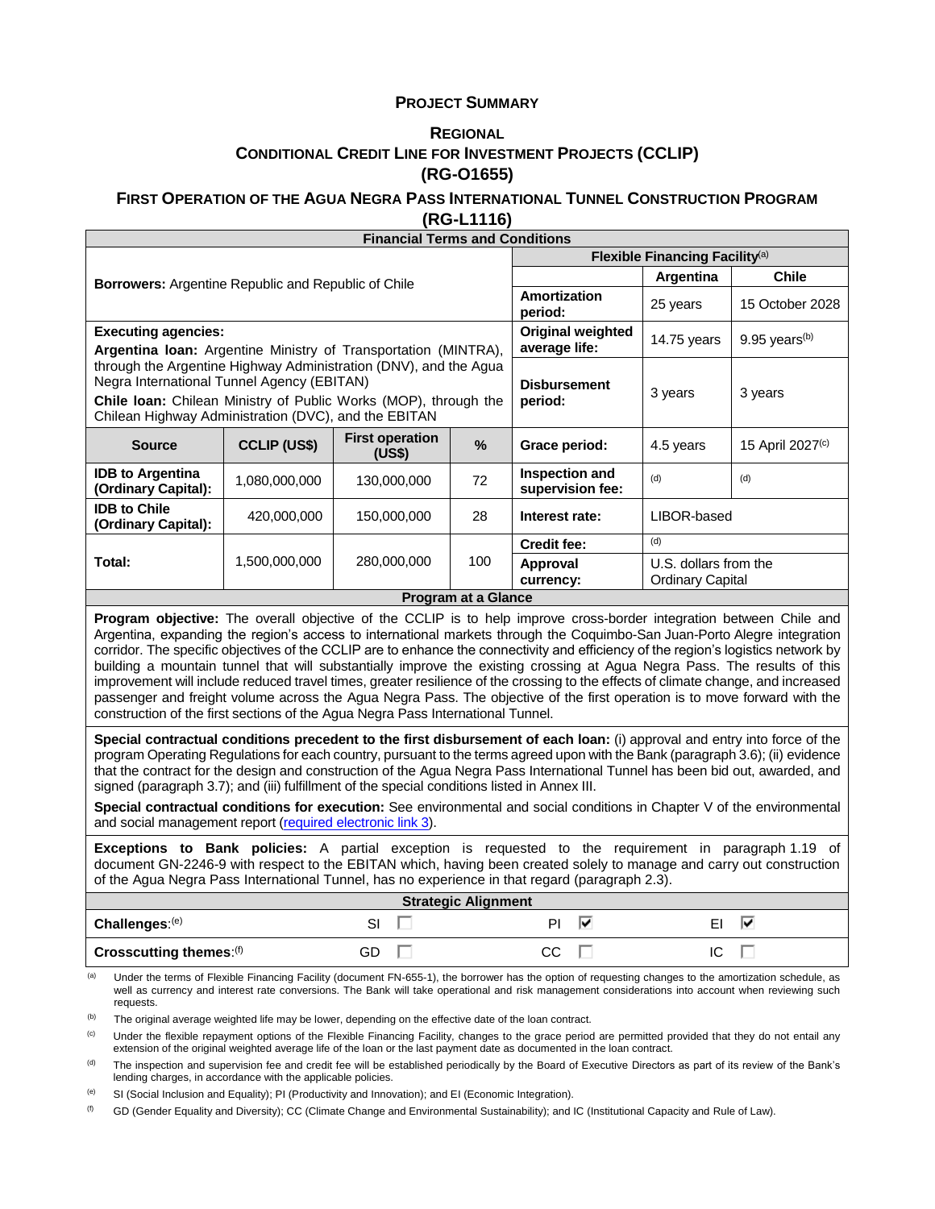# PROJECT SUMMARY

## REGIONAL

## CONDITIONAL CREDIT LINE FOR INVESTMENT PROJECTS (CCLIP) (RG-O1655)

## FIRST OPERATION OF THE AGUA NEGRA PASS INTERNATIONAL TUNNEL CONSTRUCTION PROGRAM (RG-L1116)

| Financial Terms and Conditions | | | | | | |
|---|---|---|---|---|---|---|
| **Borrowers:** Argentine Republic and Republic of Chile | | | | **Flexible Financing Facility**[a] | | |
| | | | | | **Argentina** | **Chile** |
| | | | | **Amortization period:** | 25 years | 15 October 2028 |
| **Executing agencies:** **Argentina loan:** Argentine Ministry of Transportation (MINTRA), through the Argentine Highway Administration (DNV), and the Agua Negra International Tunnel Agency (EBITAN) **Chile loan:** Chilean Ministry of Public Works (MOP), through the Chilean Highway Administration (DVC), and the EBITAN | | | | **Original weighted average life:** | 14.75 years | 9.95 years[b] |
| | | | | **Disbursement period:** | 3 years | 3 years |
| **Source** | **CCLIP (US$)** | **First operation (US$)** | **%** | **Grace period:** | 4.5 years | 15 April 2027[c] |
| **IDB to Argentina (Ordinary Capital):** | 1,080,000,000 | 130,000,000 | 72 | **Inspection and supervision fee:** | [d] | [d] |
| **IDB to Chile (Ordinary Capital):** | 420,000,000 | 150,000,000 | 28 | **Interest rate:** | LIBOR-based | |
| **Total:** | 1,500,000,000 | 280,000,000 | 100 | **Credit fee:** | [d] | |
| | | | | **Approval currency:** | U.S. dollars from the Ordinary Capital | |

**Program at a Glance**

**Program objective:** The overall objective of the CCLIP is to help improve cross-border integration between Chile and Argentina, expanding the region's access to international markets through the Coquimbo-San Juan-Porto Alegre integration corridor. The specific objectives of the CCLIP are to enhance the connectivity and efficiency of the region's logistics network by building a mountain tunnel that will substantially improve the existing crossing at Agua Negra Pass. The results of this improvement will include reduced travel times, greater resilience of the crossing to the effects of climate change, and increased passenger and freight volume across the Agua Negra Pass. The objective of the first operation is to move forward with the construction of the first sections of the Agua Negra Pass International Tunnel.

**Special contractual conditions precedent to the first disbursement of each loan:** (i) approval and entry into force of the program Operating Regulations for each country, pursuant to the terms agreed upon with the Bank (paragraph 3.6); (ii) evidence that the contract for the design and construction of the Agua Negra Pass International Tunnel has been bid out, awarded, and signed (paragraph 3.7); and (iii) fulfillment of the special conditions listed in Annex III.

**Special contractual conditions for execution:** See environmental and social conditions in Chapter V of the environmental and social management report (required electronic link 3).

**Exceptions to Bank policies:** A partial exception is requested to the requirement in paragraph 1.19 of document GN-2246-9 with respect to the EBITAN which, having been created solely to manage and carry out construction of the Agua Negra Pass International Tunnel, has no experience in that regard (paragraph 2.3).

**Strategic Alignment**

| | | | |
|---|---|---|---|
| **Challenges:**[e] | SI ☐ | PI ☑ | EI ☑ |
| **Crosscutting themes:**[f] | GD ☐ | CC ☐ | IC ☐ |

[a] Under the terms of Flexible Financing Facility (document FN-655-1), the borrower has the option of requesting changes to the amortization schedule, as well as currency and interest rate conversions. The Bank will take operational and risk management considerations into account when reviewing such requests.

[b] The original average weighted life may be lower, depending on the effective date of the loan contract.

[c] Under the flexible repayment options of the Flexible Financing Facility, changes to the grace period are permitted provided that they do not entail any extension of the original weighted average life of the loan or the last payment date as documented in the loan contract.

[d] The inspection and supervision fee and credit fee will be established periodically by the Board of Executive Directors as part of its review of the Bank's lending charges, in accordance with the applicable policies.

[e] SI (Social Inclusion and Equality); PI (Productivity and Innovation); and EI (Economic Integration).

[f] GD (Gender Equality and Diversity); CC (Climate Change and Environmental Sustainability); and IC (Institutional Capacity and Rule of Law).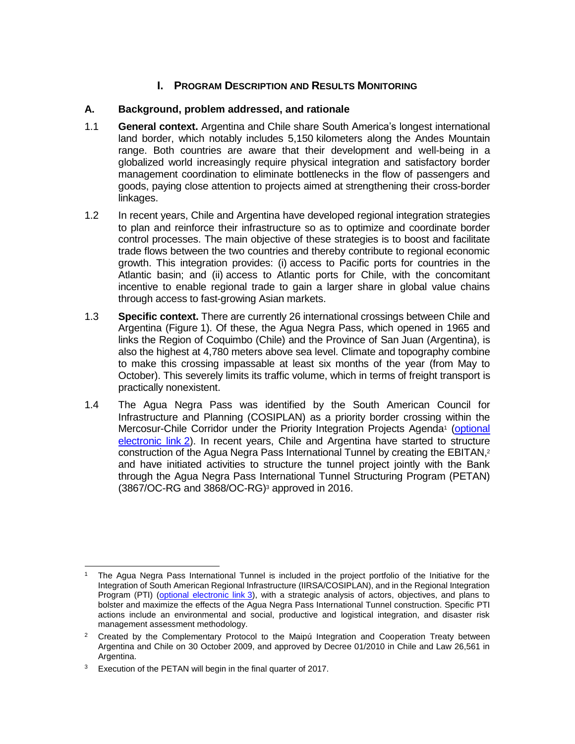# I. PROGRAM DESCRIPTION AND RESULTS MONITORING

## A. Background, problem addressed, and rationale

1.1 **General context.** Argentina and Chile share South America's longest international land border, which notably includes 5,150 kilometers along the Andes Mountain range. Both countries are aware that their development and well-being in a globalized world increasingly require physical integration and satisfactory border management coordination to eliminate bottlenecks in the flow of passengers and goods, paying close attention to projects aimed at strengthening their cross-border linkages.

1.2 In recent years, Chile and Argentina have developed regional integration strategies to plan and reinforce their infrastructure so as to optimize and coordinate border control processes. The main objective of these strategies is to boost and facilitate trade flows between the two countries and thereby contribute to regional economic growth. This integration provides: (i) access to Pacific ports for countries in the Atlantic basin; and (ii) access to Atlantic ports for Chile, with the concomitant incentive to enable regional trade to gain a larger share in global value chains through access to fast-growing Asian markets.

1.3 **Specific context.** There are currently 26 international crossings between Chile and Argentina (Figure 1). Of these, the Agua Negra Pass, which opened in 1965 and links the Region of Coquimbo (Chile) and the Province of San Juan (Argentina), is also the highest at 4,780 meters above sea level. Climate and topography combine to make this crossing impassable at least six months of the year (from May to October). This severely limits its traffic volume, which in terms of freight transport is practically nonexistent.

1.4 The Agua Negra Pass was identified by the South American Council for Infrastructure and Planning (COSIPLAN) as a priority border crossing within the Mercosur-Chile Corridor under the Priority Integration Projects Agenda[1] (optional electronic link 2). In recent years, Chile and Argentina have started to structure construction of the Agua Negra Pass International Tunnel by creating the EBITAN,[2] and have initiated activities to structure the tunnel project jointly with the Bank through the Agua Negra Pass International Tunnel Structuring Program (PETAN) (3867/OC-RG and 3868/OC-RG)[3] approved in 2016.

---

[1] The Agua Negra Pass International Tunnel is included in the project portfolio of the Initiative for the Integration of South American Regional Infrastructure (IIRSA/COSIPLAN), and in the Regional Integration Program (PTI) (optional electronic link 3), with a strategic analysis of actors, objectives, and plans to bolster and maximize the effects of the Agua Negra Pass International Tunnel construction. Specific PTI actions include an environmental and social, productive and logistical integration, and disaster risk management assessment methodology.

[2] Created by the Complementary Protocol to the Maipú Integration and Cooperation Treaty between Argentina and Chile on 30 October 2009, and approved by Decree 01/2010 in Chile and Law 26,561 in Argentina.

[3] Execution of the PETAN will begin in the final quarter of 2017.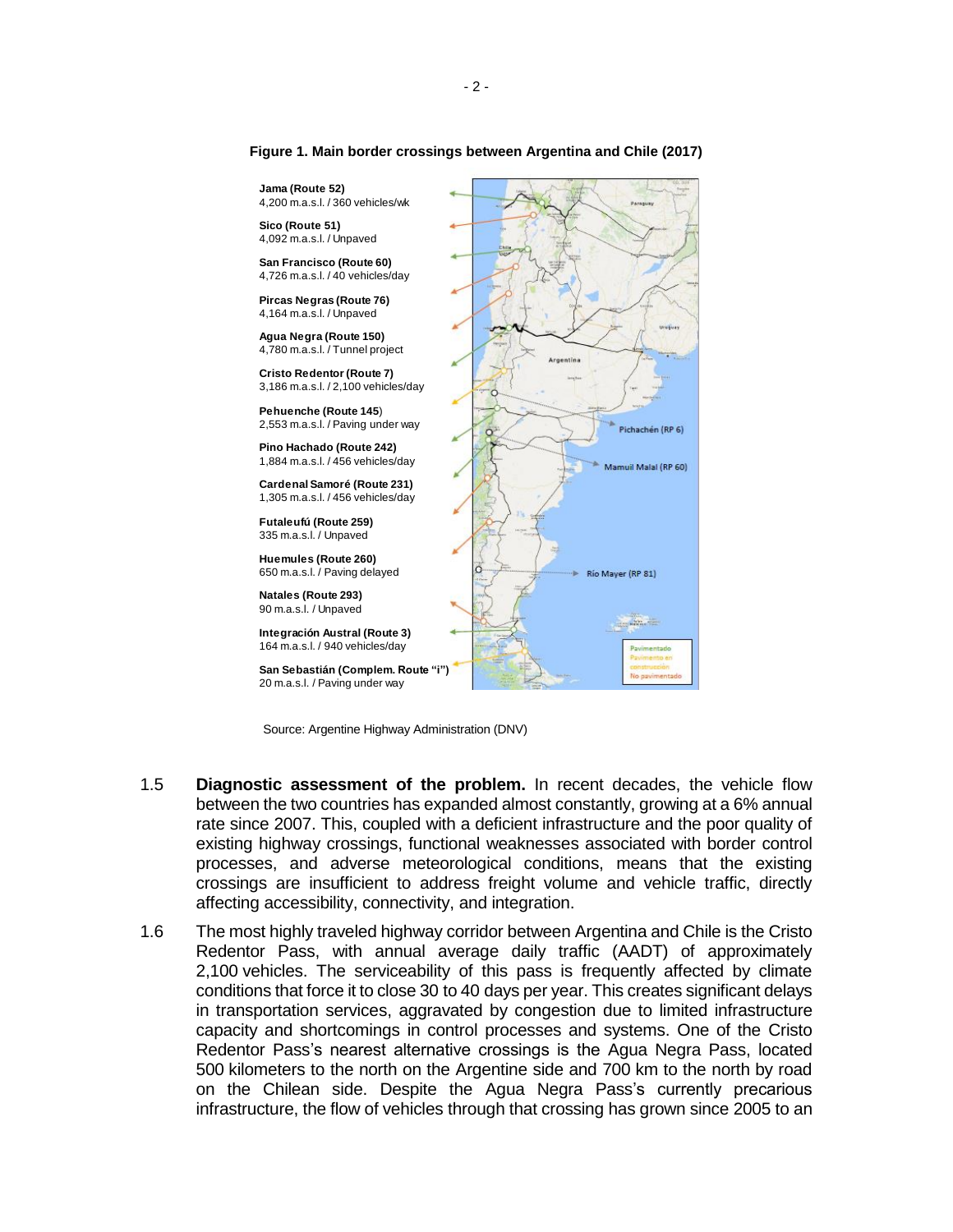**Figure 1. Main border crossings between Argentina and Chile (2017)**

**Jama (Route 52)**
4,200 m.a.s.l. / 360 vehicles/wk

**Sico (Route 51)**
4,092 m.a.s.l. / Unpaved

**San Francisco (Route 60)**
4,726 m.a.s.l. / 40 vehicles/day

**Pircas Negras (Route 76)**
4,164 m.a.s.l. / Unpaved

**Agua Negra (Route 150)**
4,780 m.a.s.l. / Tunnel project

**Cristo Redentor (Route 7)**
3,186 m.a.s.l. / 2,100 vehicles/day

**Pehuenche (Route 145)**
2,553 m.a.s.l. / Paving under way

**Pino Hachado (Route 242)**
1,884 m.a.s.l. / 456 vehicles/day

**Cardenal Samoré (Route 231)**
1,305 m.a.s.l. / 456 vehicles/day

**Futaleufú (Route 259)**
335 m.a.s.l. / Unpaved

**Huemules (Route 260)**
650 m.a.s.l. / Paving delayed

**Natales (Route 293)**
90 m.a.s.l. / Unpaved

**Integración Austral (Route 3)**
164 m.a.s.l. / 940 vehicles/day

**San Sebastián (Complem. Route "i")**
20 m.a.s.l. / Paving under way

Pichachén (RP 6)

Mamuil Malal (RP 60)

Río Mayer (RP 81)

Pavimentado
Pavimento en construcción
No pavimentado

Source: Argentine Highway Administration (DNV)

1.5 **Diagnostic assessment of the problem.** In recent decades, the vehicle flow between the two countries has expanded almost constantly, growing at a 6% annual rate since 2007. This, coupled with a deficient infrastructure and the poor quality of existing highway crossings, functional weaknesses associated with border control processes, and adverse meteorological conditions, means that the existing crossings are insufficient to address freight volume and vehicle traffic, directly affecting accessibility, connectivity, and integration.

1.6 The most highly traveled highway corridor between Argentina and Chile is the Cristo Redentor Pass, with annual average daily traffic (AADT) of approximately 2,100 vehicles. The serviceability of this pass is frequently affected by climate conditions that force it to close 30 to 40 days per year. This creates significant delays in transportation services, aggravated by congestion due to limited infrastructure capacity and shortcomings in control processes and systems. One of the Cristo Redentor Pass's nearest alternative crossings is the Agua Negra Pass, located 500 kilometers to the north on the Argentine side and 700 km to the north by road on the Chilean side. Despite the Agua Negra Pass's currently precarious infrastructure, the flow of vehicles through that crossing has grown since 2005 to an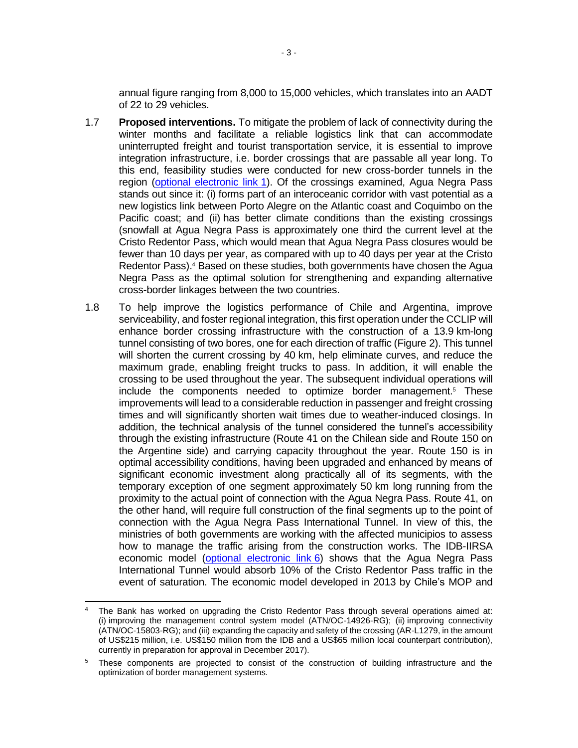annual figure ranging from 8,000 to 15,000 vehicles, which translates into an AADT of 22 to 29 vehicles.

1.7 **Proposed interventions.** To mitigate the problem of lack of connectivity during the winter months and facilitate a reliable logistics link that can accommodate uninterrupted freight and tourist transportation service, it is essential to improve integration infrastructure, i.e. border crossings that are passable all year long. To this end, feasibility studies were conducted for new cross-border tunnels in the region (optional electronic link 1). Of the crossings examined, Agua Negra Pass stands out since it: (i) forms part of an interoceanic corridor with vast potential as a new logistics link between Porto Alegre on the Atlantic coast and Coquimbo on the Pacific coast; and (ii) has better climate conditions than the existing crossings (snowfall at Agua Negra Pass is approximately one third the current level at the Cristo Redentor Pass, which would mean that Agua Negra Pass closures would be fewer than 10 days per year, as compared with up to 40 days per year at the Cristo Redentor Pass).[4] Based on these studies, both governments have chosen the Agua Negra Pass as the optimal solution for strengthening and expanding alternative cross-border linkages between the two countries.

1.8 To help improve the logistics performance of Chile and Argentina, improve serviceability, and foster regional integration, this first operation under the CCLIP will enhance border crossing infrastructure with the construction of a 13.9 km-long tunnel consisting of two bores, one for each direction of traffic (Figure 2). This tunnel will shorten the current crossing by 40 km, help eliminate curves, and reduce the maximum grade, enabling freight trucks to pass. In addition, it will enable the crossing to be used throughout the year. The subsequent individual operations will include the components needed to optimize border management.[5] These improvements will lead to a considerable reduction in passenger and freight crossing times and will significantly shorten wait times due to weather-induced closings. In addition, the technical analysis of the tunnel considered the tunnel's accessibility through the existing infrastructure (Route 41 on the Chilean side and Route 150 on the Argentine side) and carrying capacity throughout the year. Route 150 is in optimal accessibility conditions, having been upgraded and enhanced by means of significant economic investment along practically all of its segments, with the temporary exception of one segment approximately 50 km long running from the proximity to the actual point of connection with the Agua Negra Pass. Route 41, on the other hand, will require full construction of the final segments up to the point of connection with the Agua Negra Pass International Tunnel. In view of this, the ministries of both governments are working with the affected municipios to assess how to manage the traffic arising from the construction works. The IDB-IIRSA economic model (optional electronic link 6) shows that the Agua Negra Pass International Tunnel would absorb 10% of the Cristo Redentor Pass traffic in the event of saturation. The economic model developed in 2013 by Chile's MOP and

---

[4] The Bank has worked on upgrading the Cristo Redentor Pass through several operations aimed at: (i) improving the management control system model (ATN/OC-14926-RG); (ii) improving connectivity (ATN/OC-15803-RG); and (iii) expanding the capacity and safety of the crossing (AR-L1279, in the amount of US$215 million, i.e. US$150 million from the IDB and a US$65 million local counterpart contribution), currently in preparation for approval in December 2017).

[5] These components are projected to consist of the construction of building infrastructure and the optimization of border management systems.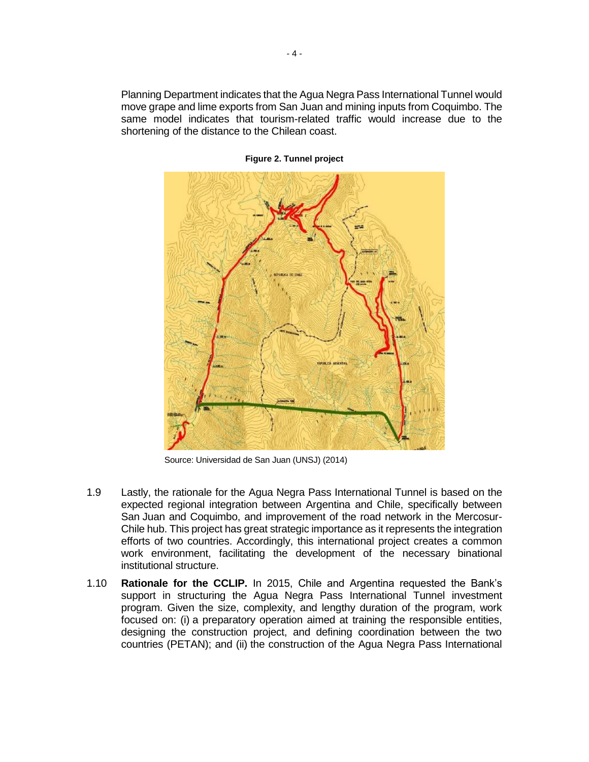Planning Department indicates that the Agua Negra Pass International Tunnel would move grape and lime exports from San Juan and mining inputs from Coquimbo. The same model indicates that tourism-related traffic would increase due to the shortening of the distance to the Chilean coast.

**Figure 2. Tunnel project**

Source: Universidad de San Juan (UNSJ) (2014)

1.9 Lastly, the rationale for the Agua Negra Pass International Tunnel is based on the expected regional integration between Argentina and Chile, specifically between San Juan and Coquimbo, and improvement of the road network in the Mercosur-Chile hub. This project has great strategic importance as it represents the integration efforts of two countries. Accordingly, this international project creates a common work environment, facilitating the development of the necessary binational institutional structure.

1.10 **Rationale for the CCLIP.** In 2015, Chile and Argentina requested the Bank's support in structuring the Agua Negra Pass International Tunnel investment program. Given the size, complexity, and lengthy duration of the program, work focused on: (i) a preparatory operation aimed at training the responsible entities, designing the construction project, and defining coordination between the two countries (PETAN); and (ii) the construction of the Agua Negra Pass International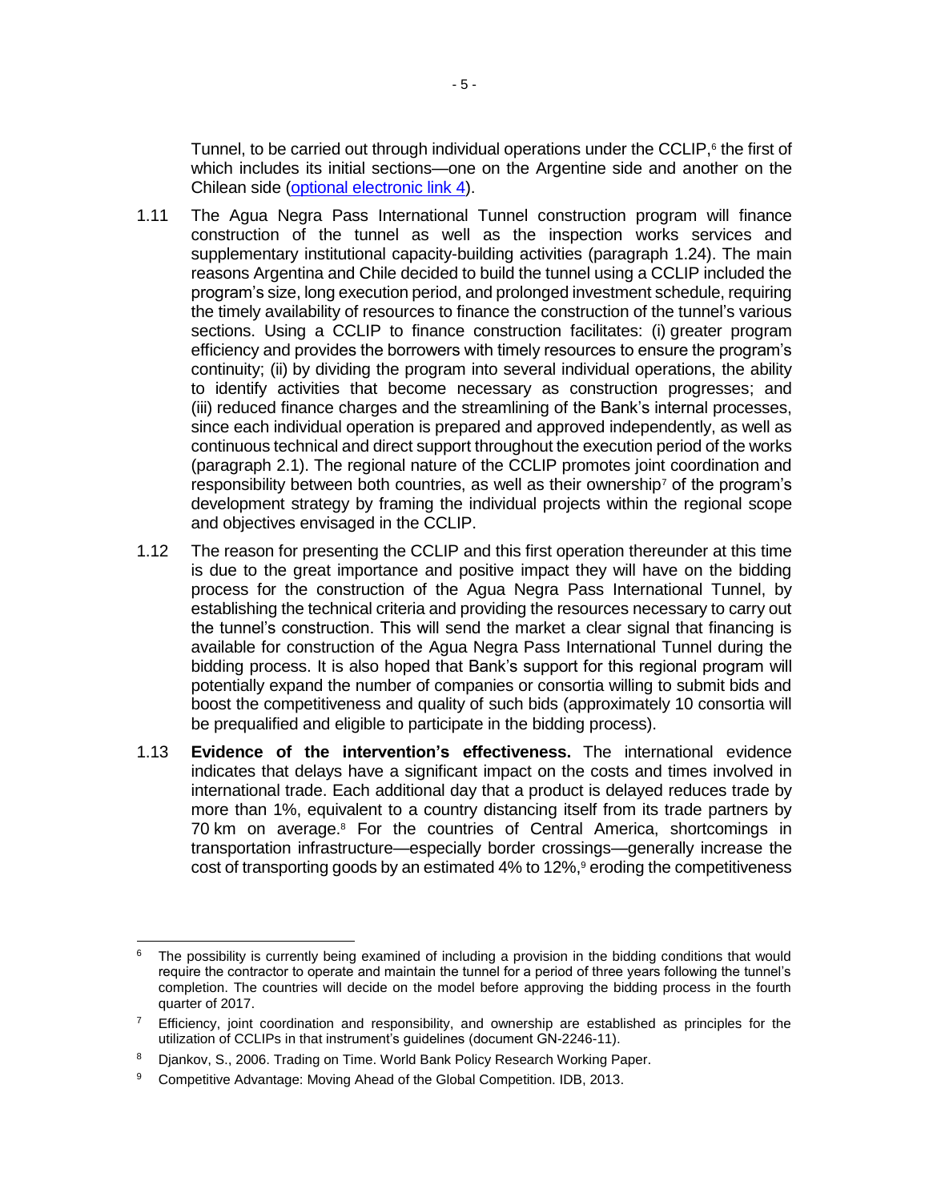Tunnel, to be carried out through individual operations under the CCLIP,[6] the first of which includes its initial sections—one on the Argentine side and another on the Chilean side (optional electronic link 4).

1.11 The Agua Negra Pass International Tunnel construction program will finance construction of the tunnel as well as the inspection works services and supplementary institutional capacity-building activities (paragraph 1.24). The main reasons Argentina and Chile decided to build the tunnel using a CCLIP included the program's size, long execution period, and prolonged investment schedule, requiring the timely availability of resources to finance the construction of the tunnel's various sections. Using a CCLIP to finance construction facilitates: (i) greater program efficiency and provides the borrowers with timely resources to ensure the program's continuity; (ii) by dividing the program into several individual operations, the ability to identify activities that become necessary as construction progresses; and (iii) reduced finance charges and the streamlining of the Bank's internal processes, since each individual operation is prepared and approved independently, as well as continuous technical and direct support throughout the execution period of the works (paragraph 2.1). The regional nature of the CCLIP promotes joint coordination and responsibility between both countries, as well as their ownership[7] of the program's development strategy by framing the individual projects within the regional scope and objectives envisaged in the CCLIP.

1.12 The reason for presenting the CCLIP and this first operation thereunder at this time is due to the great importance and positive impact they will have on the bidding process for the construction of the Agua Negra Pass International Tunnel, by establishing the technical criteria and providing the resources necessary to carry out the tunnel's construction. This will send the market a clear signal that financing is available for construction of the Agua Negra Pass International Tunnel during the bidding process. It is also hoped that Bank's support for this regional program will potentially expand the number of companies or consortia willing to submit bids and boost the competitiveness and quality of such bids (approximately 10 consortia will be prequalified and eligible to participate in the bidding process).

1.13 **Evidence of the intervention's effectiveness.** The international evidence indicates that delays have a significant impact on the costs and times involved in international trade. Each additional day that a product is delayed reduces trade by more than 1%, equivalent to a country distancing itself from its trade partners by 70 km on average.[8] For the countries of Central America, shortcomings in transportation infrastructure—especially border crossings—generally increase the cost of transporting goods by an estimated 4% to 12%,[9] eroding the competitiveness

---

[6] The possibility is currently being examined of including a provision in the bidding conditions that would require the contractor to operate and maintain the tunnel for a period of three years following the tunnel's completion. The countries will decide on the model before approving the bidding process in the fourth quarter of 2017.

[7] Efficiency, joint coordination and responsibility, and ownership are established as principles for the utilization of CCLIPs in that instrument's guidelines (document GN-2246-11).

[8] Djankov, S., 2006. Trading on Time. World Bank Policy Research Working Paper.

[9] Competitive Advantage: Moving Ahead of the Global Competition. IDB, 2013.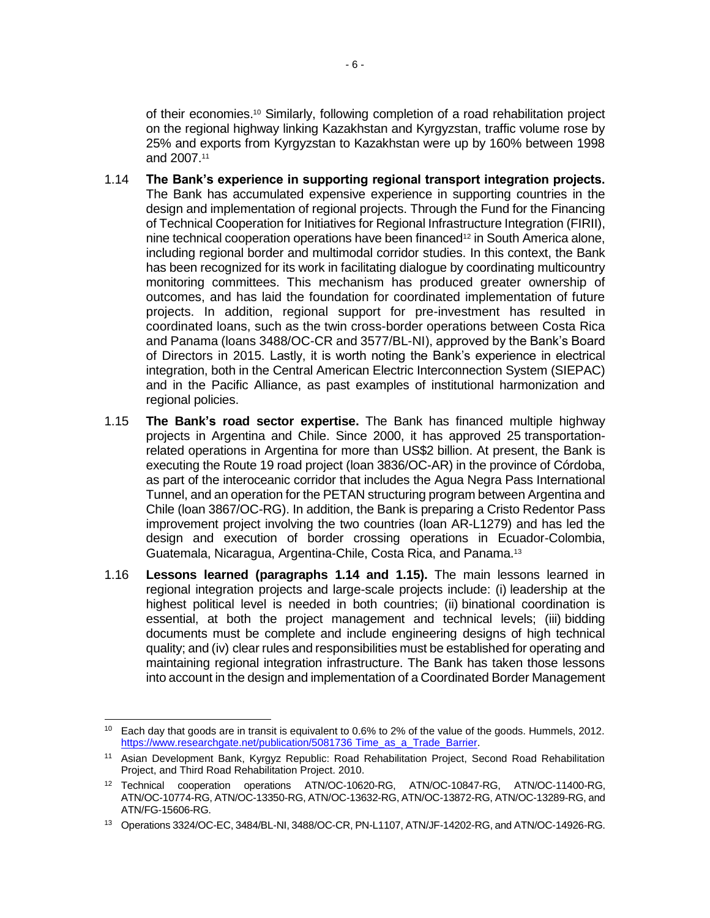of their economies.[10] Similarly, following completion of a road rehabilitation project on the regional highway linking Kazakhstan and Kyrgyzstan, traffic volume rose by 25% and exports from Kyrgyzstan to Kazakhstan were up by 160% between 1998 and 2007.[11]

1.14 **The Bank's experience in supporting regional transport integration projects.** The Bank has accumulated expensive experience in supporting countries in the design and implementation of regional projects. Through the Fund for the Financing of Technical Cooperation for Initiatives for Regional Infrastructure Integration (FIRII), nine technical cooperation operations have been financed[12] in South America alone, including regional border and multimodal corridor studies. In this context, the Bank has been recognized for its work in facilitating dialogue by coordinating multicountry monitoring committees. This mechanism has produced greater ownership of outcomes, and has laid the foundation for coordinated implementation of future projects. In addition, regional support for pre-investment has resulted in coordinated loans, such as the twin cross-border operations between Costa Rica and Panama (loans 3488/OC-CR and 3577/BL-NI), approved by the Bank's Board of Directors in 2015. Lastly, it is worth noting the Bank's experience in electrical integration, both in the Central American Electric Interconnection System (SIEPAC) and in the Pacific Alliance, as past examples of institutional harmonization and regional policies.

1.15 **The Bank's road sector expertise.** The Bank has financed multiple highway projects in Argentina and Chile. Since 2000, it has approved 25 transportation-related operations in Argentina for more than US$2 billion. At present, the Bank is executing the Route 19 road project (loan 3836/OC-AR) in the province of Córdoba, as part of the interoceanic corridor that includes the Agua Negra Pass International Tunnel, and an operation for the PETAN structuring program between Argentina and Chile (loan 3867/OC-RG). In addition, the Bank is preparing a Cristo Redentor Pass improvement project involving the two countries (loan AR-L1279) and has led the design and execution of border crossing operations in Ecuador-Colombia, Guatemala, Nicaragua, Argentina-Chile, Costa Rica, and Panama.[13]

1.16 **Lessons learned (paragraphs 1.14 and 1.15).** The main lessons learned in regional integration projects and large-scale projects include: (i) leadership at the highest political level is needed in both countries; (ii) binational coordination is essential, at both the project management and technical levels; (iii) bidding documents must be complete and include engineering designs of high technical quality; and (iv) clear rules and responsibilities must be established for operating and maintaining regional integration infrastructure. The Bank has taken those lessons into account in the design and implementation of a Coordinated Border Management

---

[10] Each day that goods are in transit is equivalent to 0.6% to 2% of the value of the goods. Hummels, 2012. https://www.researchgate.net/publication/5081736 Time_as_a_Trade_Barrier.

[11] Asian Development Bank, Kyrgyz Republic: Road Rehabilitation Project, Second Road Rehabilitation Project, and Third Road Rehabilitation Project. 2010.

[12] Technical cooperation operations ATN/OC-10620-RG, ATN/OC-10847-RG, ATN/OC-11400-RG, ATN/OC-10774-RG, ATN/OC-13350-RG, ATN/OC-13632-RG, ATN/OC-13872-RG, ATN/OC-13289-RG, and ATN/FG-15606-RG.

[13] Operations 3324/OC-EC, 3484/BL-NI, 3488/OC-CR, PN-L1107, ATN/JF-14202-RG, and ATN/OC-14926-RG.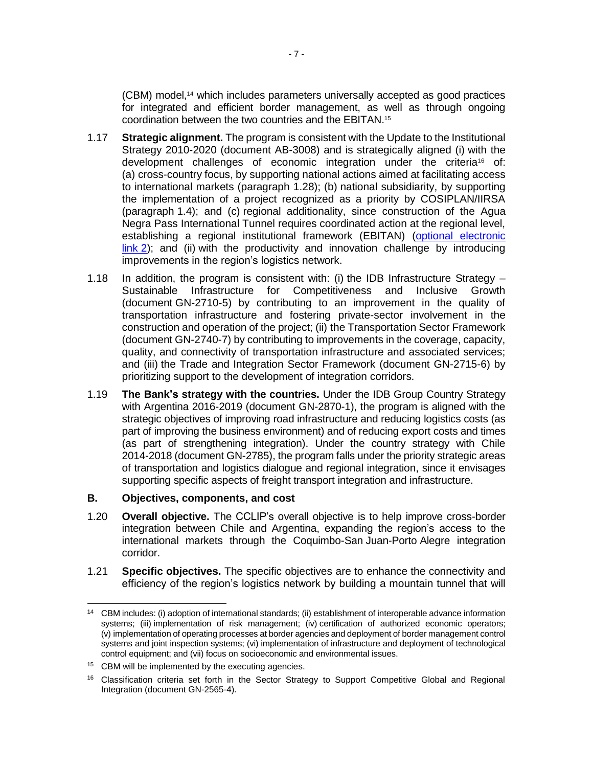(CBM) model,[14] which includes parameters universally accepted as good practices for integrated and efficient border management, as well as through ongoing coordination between the two countries and the EBITAN.[15]

1.17 **Strategic alignment.** The program is consistent with the Update to the Institutional Strategy 2010-2020 (document AB-3008) and is strategically aligned (i) with the development challenges of economic integration under the criteria[16] of: (a) cross-country focus, by supporting national actions aimed at facilitating access to international markets (paragraph 1.28); (b) national subsidiarity, by supporting the implementation of a project recognized as a priority by COSIPLAN/IIRSA (paragraph 1.4); and (c) regional additionality, since construction of the Agua Negra Pass International Tunnel requires coordinated action at the regional level, establishing a regional institutional framework (EBITAN) (optional electronic link 2); and (ii) with the productivity and innovation challenge by introducing improvements in the region's logistics network.

1.18 In addition, the program is consistent with: (i) the IDB Infrastructure Strategy – Sustainable Infrastructure for Competitiveness and Inclusive Growth (document GN-2710-5) by contributing to an improvement in the quality of transportation infrastructure and fostering private-sector involvement in the construction and operation of the project; (ii) the Transportation Sector Framework (document GN-2740-7) by contributing to improvements in the coverage, capacity, quality, and connectivity of transportation infrastructure and associated services; and (iii) the Trade and Integration Sector Framework (document GN-2715-6) by prioritizing support to the development of integration corridors.

1.19 **The Bank's strategy with the countries.** Under the IDB Group Country Strategy with Argentina 2016-2019 (document GN-2870-1), the program is aligned with the strategic objectives of improving road infrastructure and reducing logistics costs (as part of improving the business environment) and of reducing export costs and times (as part of strengthening integration). Under the country strategy with Chile 2014-2018 (document GN-2785), the program falls under the priority strategic areas of transportation and logistics dialogue and regional integration, since it envisages supporting specific aspects of freight transport integration and infrastructure.

## B. Objectives, components, and cost

1.20 **Overall objective.** The CCLIP's overall objective is to help improve cross-border integration between Chile and Argentina, expanding the region's access to the international markets through the Coquimbo-San Juan-Porto Alegre integration corridor.

1.21 **Specific objectives.** The specific objectives are to enhance the connectivity and efficiency of the region's logistics network by building a mountain tunnel that will

---

[14] CBM includes: (i) adoption of international standards; (ii) establishment of interoperable advance information systems; (iii) implementation of risk management; (iv) certification of authorized economic operators; (v) implementation of operating processes at border agencies and deployment of border management control systems and joint inspection systems; (vi) implementation of infrastructure and deployment of technological control equipment; and (vii) focus on socioeconomic and environmental issues.

[15] CBM will be implemented by the executing agencies.

[16] Classification criteria set forth in the Sector Strategy to Support Competitive Global and Regional Integration (document GN-2565-4).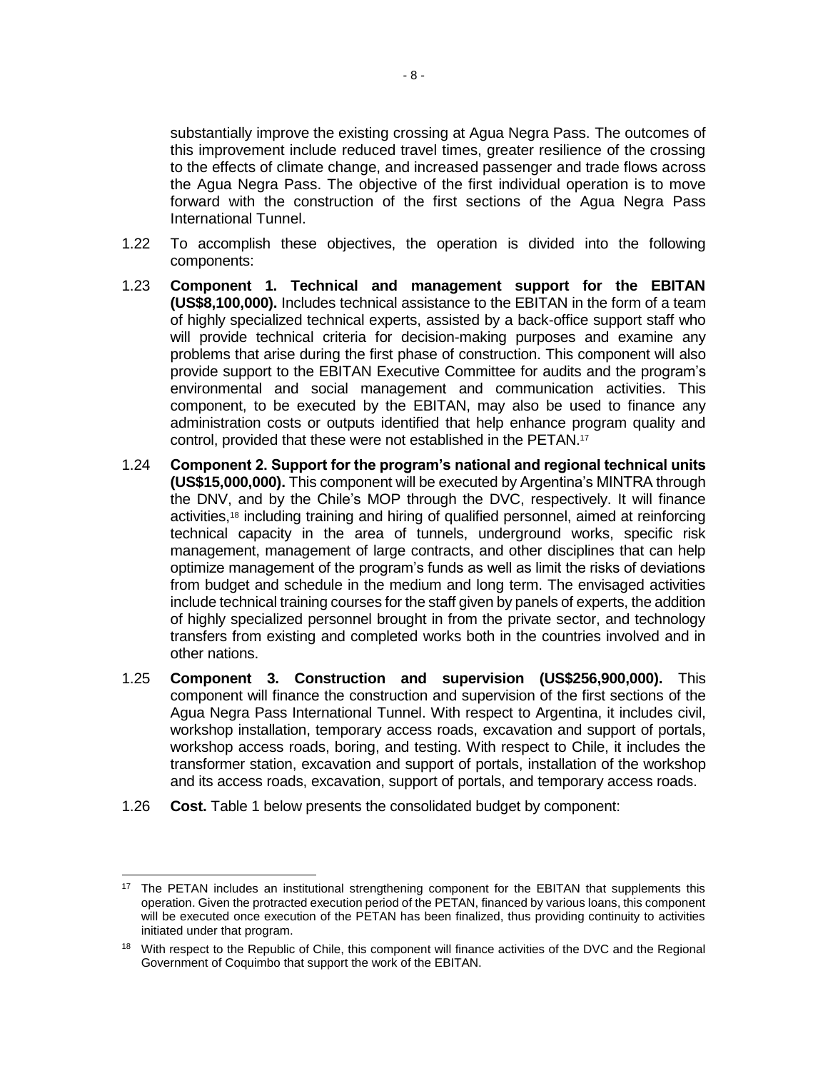substantially improve the existing crossing at Agua Negra Pass. The outcomes of this improvement include reduced travel times, greater resilience of the crossing to the effects of climate change, and increased passenger and trade flows across the Agua Negra Pass. The objective of the first individual operation is to move forward with the construction of the first sections of the Agua Negra Pass International Tunnel.

1.22 To accomplish these objectives, the operation is divided into the following components:

1.23 **Component 1. Technical and management support for the EBITAN (US$8,100,000).** Includes technical assistance to the EBITAN in the form of a team of highly specialized technical experts, assisted by a back-office support staff who will provide technical criteria for decision-making purposes and examine any problems that arise during the first phase of construction. This component will also provide support to the EBITAN Executive Committee for audits and the program's environmental and social management and communication activities. This component, to be executed by the EBITAN, may also be used to finance any administration costs or outputs identified that help enhance program quality and control, provided that these were not established in the PETAN.[17]

1.24 **Component 2. Support for the program's national and regional technical units (US$15,000,000).** This component will be executed by Argentina's MINTRA through the DNV, and by the Chile's MOP through the DVC, respectively. It will finance activities,[18] including training and hiring of qualified personnel, aimed at reinforcing technical capacity in the area of tunnels, underground works, specific risk management, management of large contracts, and other disciplines that can help optimize management of the program's funds as well as limit the risks of deviations from budget and schedule in the medium and long term. The envisaged activities include technical training courses for the staff given by panels of experts, the addition of highly specialized personnel brought in from the private sector, and technology transfers from existing and completed works both in the countries involved and in other nations.

1.25 **Component 3. Construction and supervision (US$256,900,000).** This component will finance the construction and supervision of the first sections of the Agua Negra Pass International Tunnel. With respect to Argentina, it includes civil, workshop installation, temporary access roads, excavation and support of portals, workshop access roads, boring, and testing. With respect to Chile, it includes the transformer station, excavation and support of portals, installation of the workshop and its access roads, excavation, support of portals, and temporary access roads.

1.26 **Cost.** Table 1 below presents the consolidated budget by component:

---

[17] The PETAN includes an institutional strengthening component for the EBITAN that supplements this operation. Given the protracted execution period of the PETAN, financed by various loans, this component will be executed once execution of the PETAN has been finalized, thus providing continuity to activities initiated under that program.

[18] With respect to the Republic of Chile, this component will finance activities of the DVC and the Regional Government of Coquimbo that support the work of the EBITAN.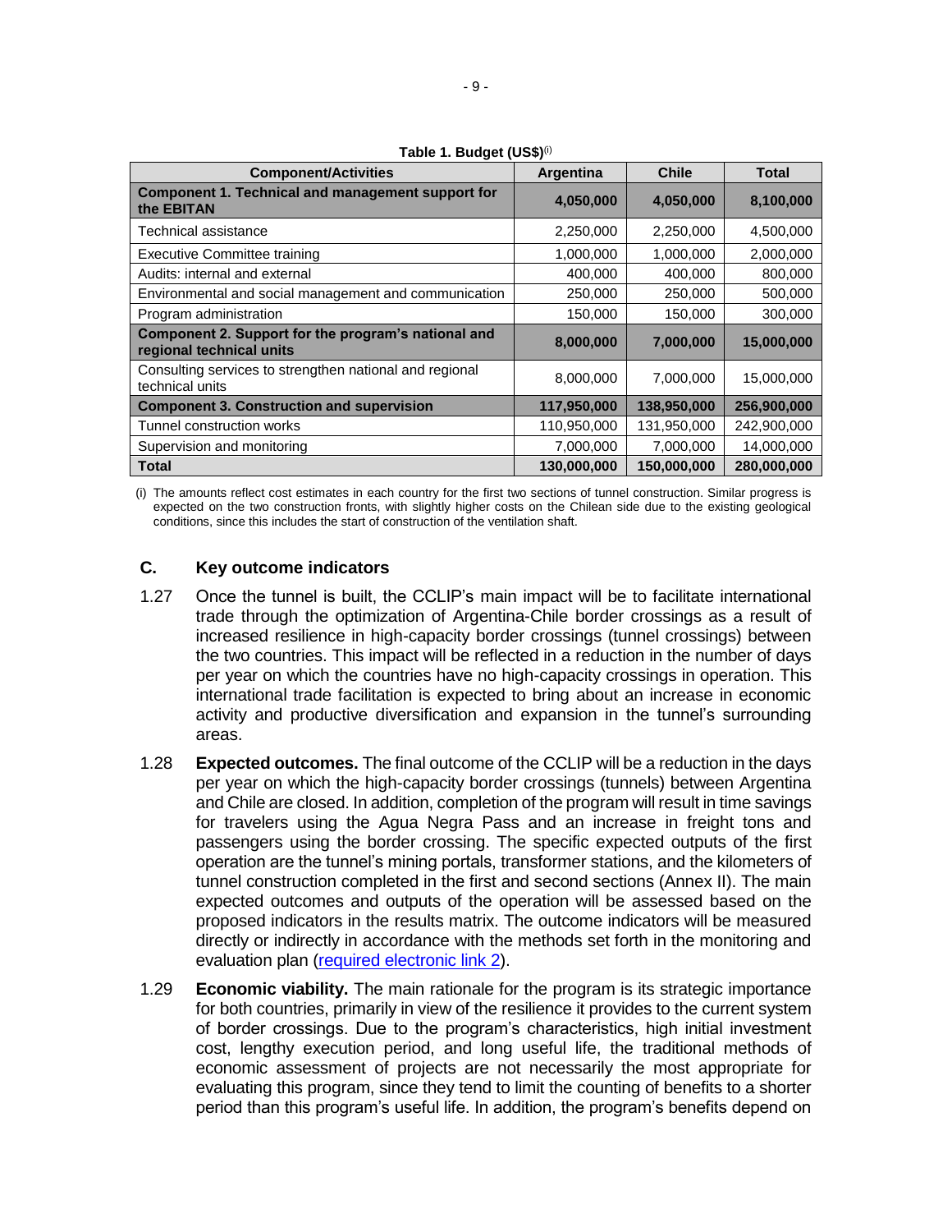**Table 1. Budget (US$)**[(i)]

| Component/Activities | Argentina | Chile | Total |
|---|---|---|---|
| **Component 1. Technical and management support for the EBITAN** | **4,050,000** | **4,050,000** | **8,100,000** |
| Technical assistance | 2,250,000 | 2,250,000 | 4,500,000 |
| Executive Committee training | 1,000,000 | 1,000,000 | 2,000,000 |
| Audits: internal and external | 400,000 | 400,000 | 800,000 |
| Environmental and social management and communication | 250,000 | 250,000 | 500,000 |
| Program administration | 150,000 | 150,000 | 300,000 |
| **Component 2. Support for the program's national and regional technical units** | **8,000,000** | **7,000,000** | **15,000,000** |
| Consulting services to strengthen national and regional technical units | 8,000,000 | 7,000,000 | 15,000,000 |
| **Component 3. Construction and supervision** | **117,950,000** | **138,950,000** | **256,900,000** |
| Tunnel construction works | 110,950,000 | 131,950,000 | 242,900,000 |
| Supervision and monitoring | 7,000,000 | 7,000,000 | 14,000,000 |
| **Total** | **130,000,000** | **150,000,000** | **280,000,000** |

(i) The amounts reflect cost estimates in each country for the first two sections of tunnel construction. Similar progress is expected on the two construction fronts, with slightly higher costs on the Chilean side due to the existing geological conditions, since this includes the start of construction of the ventilation shaft.

## C. Key outcome indicators

1.27 Once the tunnel is built, the CCLIP's main impact will be to facilitate international trade through the optimization of Argentina-Chile border crossings as a result of increased resilience in high-capacity border crossings (tunnel crossings) between the two countries. This impact will be reflected in a reduction in the number of days per year on which the countries have no high-capacity crossings in operation. This international trade facilitation is expected to bring about an increase in economic activity and productive diversification and expansion in the tunnel's surrounding areas.

1.28 **Expected outcomes.** The final outcome of the CCLIP will be a reduction in the days per year on which the high-capacity border crossings (tunnels) between Argentina and Chile are closed. In addition, completion of the program will result in time savings for travelers using the Agua Negra Pass and an increase in freight tons and passengers using the border crossing. The specific expected outputs of the first operation are the tunnel's mining portals, transformer stations, and the kilometers of tunnel construction completed in the first and second sections (Annex II). The main expected outcomes and outputs of the operation will be assessed based on the proposed indicators in the results matrix. The outcome indicators will be measured directly or indirectly in accordance with the methods set forth in the monitoring and evaluation plan (required electronic link 2).

1.29 **Economic viability.** The main rationale for the program is its strategic importance for both countries, primarily in view of the resilience it provides to the current system of border crossings. Due to the program's characteristics, high initial investment cost, lengthy execution period, and long useful life, the traditional methods of economic assessment of projects are not necessarily the most appropriate for evaluating this program, since they tend to limit the counting of benefits to a shorter period than this program's useful life. In addition, the program's benefits depend on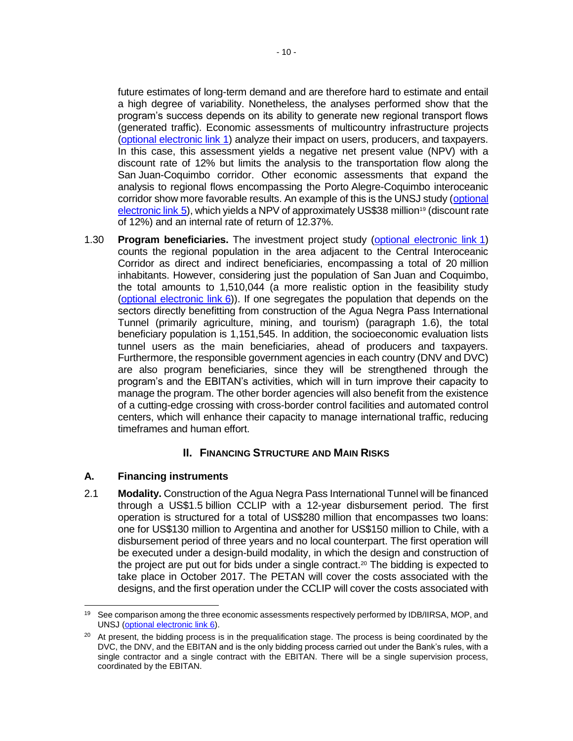future estimates of long-term demand and are therefore hard to estimate and entail a high degree of variability. Nonetheless, the analyses performed show that the program's success depends on its ability to generate new regional transport flows (generated traffic). Economic assessments of multicountry infrastructure projects (optional electronic link 1) analyze their impact on users, producers, and taxpayers. In this case, this assessment yields a negative net present value (NPV) with a discount rate of 12% but limits the analysis to the transportation flow along the San Juan-Coquimbo corridor. Other economic assessments that expand the analysis to regional flows encompassing the Porto Alegre-Coquimbo interoceanic corridor show more favorable results. An example of this is the UNSJ study (optional electronic link 5), which yields a NPV of approximately US$38 million[19] (discount rate of 12%) and an internal rate of return of 12.37%.

1.30 **Program beneficiaries.** The investment project study (optional electronic link 1) counts the regional population in the area adjacent to the Central Interoceanic Corridor as direct and indirect beneficiaries, encompassing a total of 20 million inhabitants. However, considering just the population of San Juan and Coquimbo, the total amounts to 1,510,044 (a more realistic option in the feasibility study (optional electronic link 6)). If one segregates the population that depends on the sectors directly benefitting from construction of the Agua Negra Pass International Tunnel (primarily agriculture, mining, and tourism) (paragraph 1.6), the total beneficiary population is 1,151,545. In addition, the socioeconomic evaluation lists tunnel users as the main beneficiaries, ahead of producers and taxpayers. Furthermore, the responsible government agencies in each country (DNV and DVC) are also program beneficiaries, since they will be strengthened through the program's and the EBITAN's activities, which will in turn improve their capacity to manage the program. The other border agencies will also benefit from the existence of a cutting-edge crossing with cross-border control facilities and automated control centers, which will enhance their capacity to manage international traffic, reducing timeframes and human effort.

## II. Financing Structure and Main Risks

### A. Financing instruments

2.1 **Modality.** Construction of the Agua Negra Pass International Tunnel will be financed through a US$1.5 billion CCLIP with a 12-year disbursement period. The first operation is structured for a total of US$280 million that encompasses two loans: one for US$130 million to Argentina and another for US$150 million to Chile, with a disbursement period of three years and no local counterpart. The first operation will be executed under a design-build modality, in which the design and construction of the project are put out for bids under a single contract.[20] The bidding is expected to take place in October 2017. The PETAN will cover the costs associated with the designs, and the first operation under the CCLIP will cover the costs associated with

---

[19] See comparison among the three economic assessments respectively performed by IDB/IIRSA, MOP, and UNSJ (optional electronic link 6).

[20] At present, the bidding process is in the prequalification stage. The process is being coordinated by the DVC, the DNV, and the EBITAN and is the only bidding process carried out under the Bank's rules, with a single contractor and a single contract with the EBITAN. There will be a single supervision process, coordinated by the EBITAN.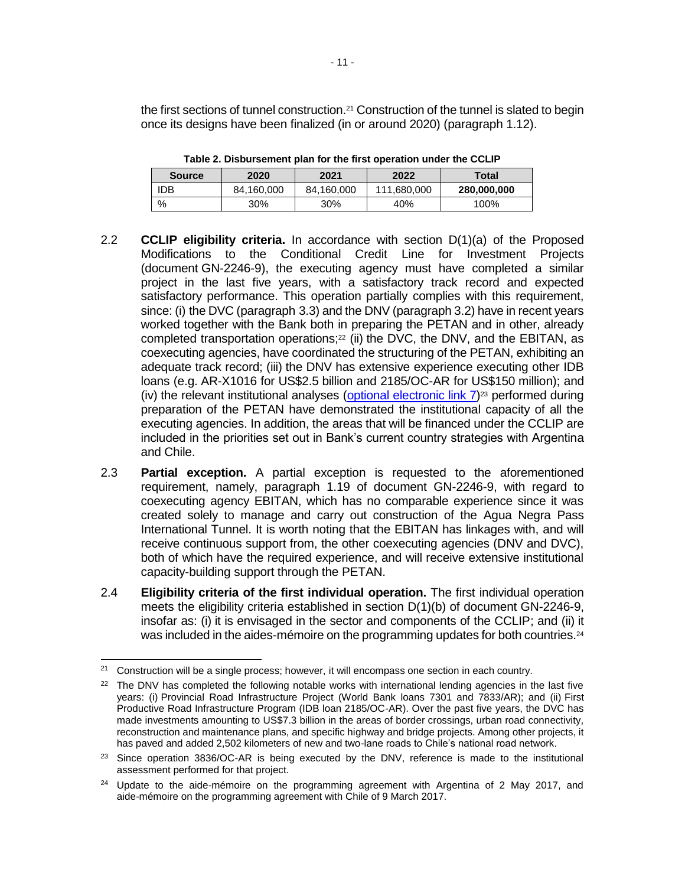the first sections of tunnel construction.[21] Construction of the tunnel is slated to begin once its designs have been finalized (in or around 2020) (paragraph 1.12).

**Table 2. Disbursement plan for the first operation under the CCLIP**

| Source | 2020 | 2021 | 2022 | Total |
|---|---|---|---|---|
| IDB | 84,160,000 | 84,160,000 | 111,680,000 | **280,000,000** |
| % | 30% | 30% | 40% | 100% |

2.2 **CCLIP eligibility criteria.** In accordance with section D(1)(a) of the Proposed Modifications to the Conditional Credit Line for Investment Projects (document GN-2246-9), the executing agency must have completed a similar project in the last five years, with a satisfactory track record and expected satisfactory performance. This operation partially complies with this requirement, since: (i) the DVC (paragraph 3.3) and the DNV (paragraph 3.2) have in recent years worked together with the Bank both in preparing the PETAN and in other, already completed transportation operations;[22] (ii) the DVC, the DNV, and the EBITAN, as coexecuting agencies, have coordinated the structuring of the PETAN, exhibiting an adequate track record; (iii) the DNV has extensive experience executing other IDB loans (e.g. AR-X1016 for US$2.5 billion and 2185/OC-AR for US$150 million); and (iv) the relevant institutional analyses (optional electronic link 7)[23] performed during preparation of the PETAN have demonstrated the institutional capacity of all the executing agencies. In addition, the areas that will be financed under the CCLIP are included in the priorities set out in Bank's current country strategies with Argentina and Chile.

2.3 **Partial exception.** A partial exception is requested to the aforementioned requirement, namely, paragraph 1.19 of document GN-2246-9, with regard to coexecuting agency EBITAN, which has no comparable experience since it was created solely to manage and carry out construction of the Agua Negra Pass International Tunnel. It is worth noting that the EBITAN has linkages with, and will receive continuous support from, the other coexecuting agencies (DNV and DVC), both of which have the required experience, and will receive extensive institutional capacity-building support through the PETAN.

2.4 **Eligibility criteria of the first individual operation.** The first individual operation meets the eligibility criteria established in section D(1)(b) of document GN-2246-9, insofar as: (i) it is envisaged in the sector and components of the CCLIP; and (ii) it was included in the aides-mémoire on the programming updates for both countries.[24]

---

[21] Construction will be a single process; however, it will encompass one section in each country.

[22] The DNV has completed the following notable works with international lending agencies in the last five years: (i) Provincial Road Infrastructure Project (World Bank loans 7301 and 7833/AR); and (ii) First Productive Road Infrastructure Program (IDB loan 2185/OC-AR). Over the past five years, the DVC has made investments amounting to US$7.3 billion in the areas of border crossings, urban road connectivity, reconstruction and maintenance plans, and specific highway and bridge projects. Among other projects, it has paved and added 2,502 kilometers of new and two-lane roads to Chile's national road network.

[23] Since operation 3836/OC-AR is being executed by the DNV, reference is made to the institutional assessment performed for that project.

[24] Update to the aide-mémoire on the programming agreement with Argentina of 2 May 2017, and aide-mémoire on the programming agreement with Chile of 9 March 2017.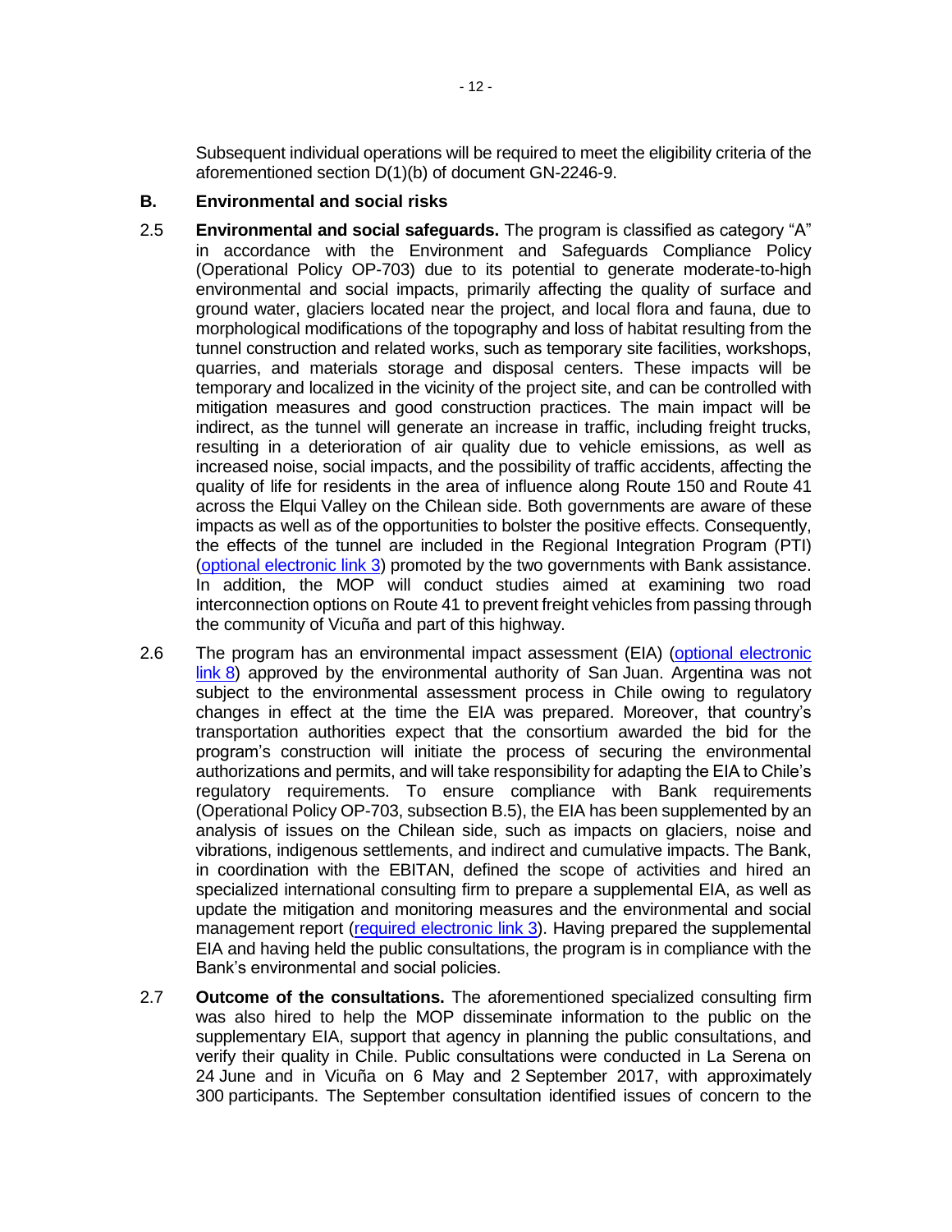Subsequent individual operations will be required to meet the eligibility criteria of the aforementioned section D(1)(b) of document GN-2246-9.

## B. Environmental and social risks

2.5 **Environmental and social safeguards.** The program is classified as category "A" in accordance with the Environment and Safeguards Compliance Policy (Operational Policy OP-703) due to its potential to generate moderate-to-high environmental and social impacts, primarily affecting the quality of surface and ground water, glaciers located near the project, and local flora and fauna, due to morphological modifications of the topography and loss of habitat resulting from the tunnel construction and related works, such as temporary site facilities, workshops, quarries, and materials storage and disposal centers. These impacts will be temporary and localized in the vicinity of the project site, and can be controlled with mitigation measures and good construction practices. The main impact will be indirect, as the tunnel will generate an increase in traffic, including freight trucks, resulting in a deterioration of air quality due to vehicle emissions, as well as increased noise, social impacts, and the possibility of traffic accidents, affecting the quality of life for residents in the area of influence along Route 150 and Route 41 across the Elqui Valley on the Chilean side. Both governments are aware of these impacts as well as of the opportunities to bolster the positive effects. Consequently, the effects of the tunnel are included in the Regional Integration Program (PTI) (optional electronic link 3) promoted by the two governments with Bank assistance. In addition, the MOP will conduct studies aimed at examining two road interconnection options on Route 41 to prevent freight vehicles from passing through the community of Vicuña and part of this highway.

2.6 The program has an environmental impact assessment (EIA) (optional electronic link 8) approved by the environmental authority of San Juan. Argentina was not subject to the environmental assessment process in Chile owing to regulatory changes in effect at the time the EIA was prepared. Moreover, that country's transportation authorities expect that the consortium awarded the bid for the program's construction will initiate the process of securing the environmental authorizations and permits, and will take responsibility for adapting the EIA to Chile's regulatory requirements. To ensure compliance with Bank requirements (Operational Policy OP-703, subsection B.5), the EIA has been supplemented by an analysis of issues on the Chilean side, such as impacts on glaciers, noise and vibrations, indigenous settlements, and indirect and cumulative impacts. The Bank, in coordination with the EBITAN, defined the scope of activities and hired an specialized international consulting firm to prepare a supplemental EIA, as well as update the mitigation and monitoring measures and the environmental and social management report (required electronic link 3). Having prepared the supplemental EIA and having held the public consultations, the program is in compliance with the Bank's environmental and social policies.

2.7 **Outcome of the consultations.** The aforementioned specialized consulting firm was also hired to help the MOP disseminate information to the public on the supplementary EIA, support that agency in planning the public consultations, and verify their quality in Chile. Public consultations were conducted in La Serena on 24 June and in Vicuña on 6 May and 2 September 2017, with approximately 300 participants. The September consultation identified issues of concern to the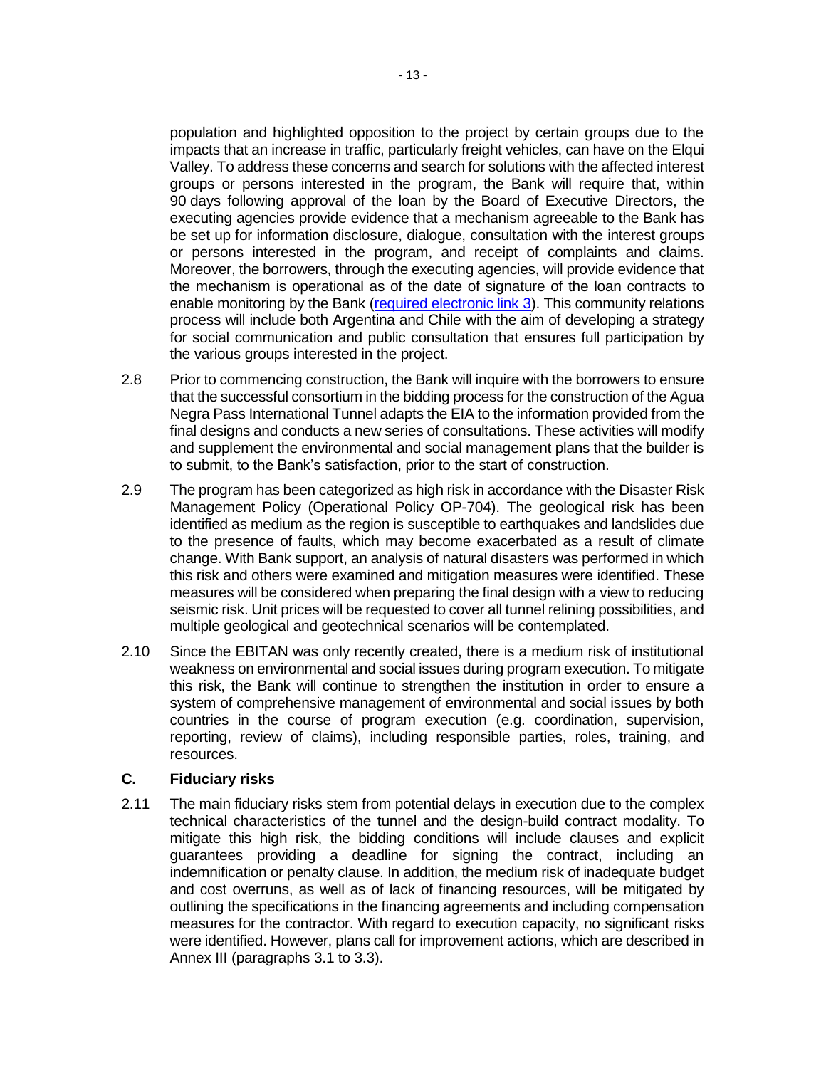population and highlighted opposition to the project by certain groups due to the impacts that an increase in traffic, particularly freight vehicles, can have on the Elqui Valley. To address these concerns and search for solutions with the affected interest groups or persons interested in the program, the Bank will require that, within 90 days following approval of the loan by the Board of Executive Directors, the executing agencies provide evidence that a mechanism agreeable to the Bank has be set up for information disclosure, dialogue, consultation with the interest groups or persons interested in the program, and receipt of complaints and claims. Moreover, the borrowers, through the executing agencies, will provide evidence that the mechanism is operational as of the date of signature of the loan contracts to enable monitoring by the Bank (required electronic link 3). This community relations process will include both Argentina and Chile with the aim of developing a strategy for social communication and public consultation that ensures full participation by the various groups interested in the project.

2.8 Prior to commencing construction, the Bank will inquire with the borrowers to ensure that the successful consortium in the bidding process for the construction of the Agua Negra Pass International Tunnel adapts the EIA to the information provided from the final designs and conducts a new series of consultations. These activities will modify and supplement the environmental and social management plans that the builder is to submit, to the Bank's satisfaction, prior to the start of construction.

2.9 The program has been categorized as high risk in accordance with the Disaster Risk Management Policy (Operational Policy OP-704). The geological risk has been identified as medium as the region is susceptible to earthquakes and landslides due to the presence of faults, which may become exacerbated as a result of climate change. With Bank support, an analysis of natural disasters was performed in which this risk and others were examined and mitigation measures were identified. These measures will be considered when preparing the final design with a view to reducing seismic risk. Unit prices will be requested to cover all tunnel relining possibilities, and multiple geological and geotechnical scenarios will be contemplated.

2.10 Since the EBITAN was only recently created, there is a medium risk of institutional weakness on environmental and social issues during program execution. To mitigate this risk, the Bank will continue to strengthen the institution in order to ensure a system of comprehensive management of environmental and social issues by both countries in the course of program execution (e.g. coordination, supervision, reporting, review of claims), including responsible parties, roles, training, and resources.

## C. Fiduciary risks

2.11 The main fiduciary risks stem from potential delays in execution due to the complex technical characteristics of the tunnel and the design-build contract modality. To mitigate this high risk, the bidding conditions will include clauses and explicit guarantees providing a deadline for signing the contract, including an indemnification or penalty clause. In addition, the medium risk of inadequate budget and cost overruns, as well as of lack of financing resources, will be mitigated by outlining the specifications in the financing agreements and including compensation measures for the contractor. With regard to execution capacity, no significant risks were identified. However, plans call for improvement actions, which are described in Annex III (paragraphs 3.1 to 3.3).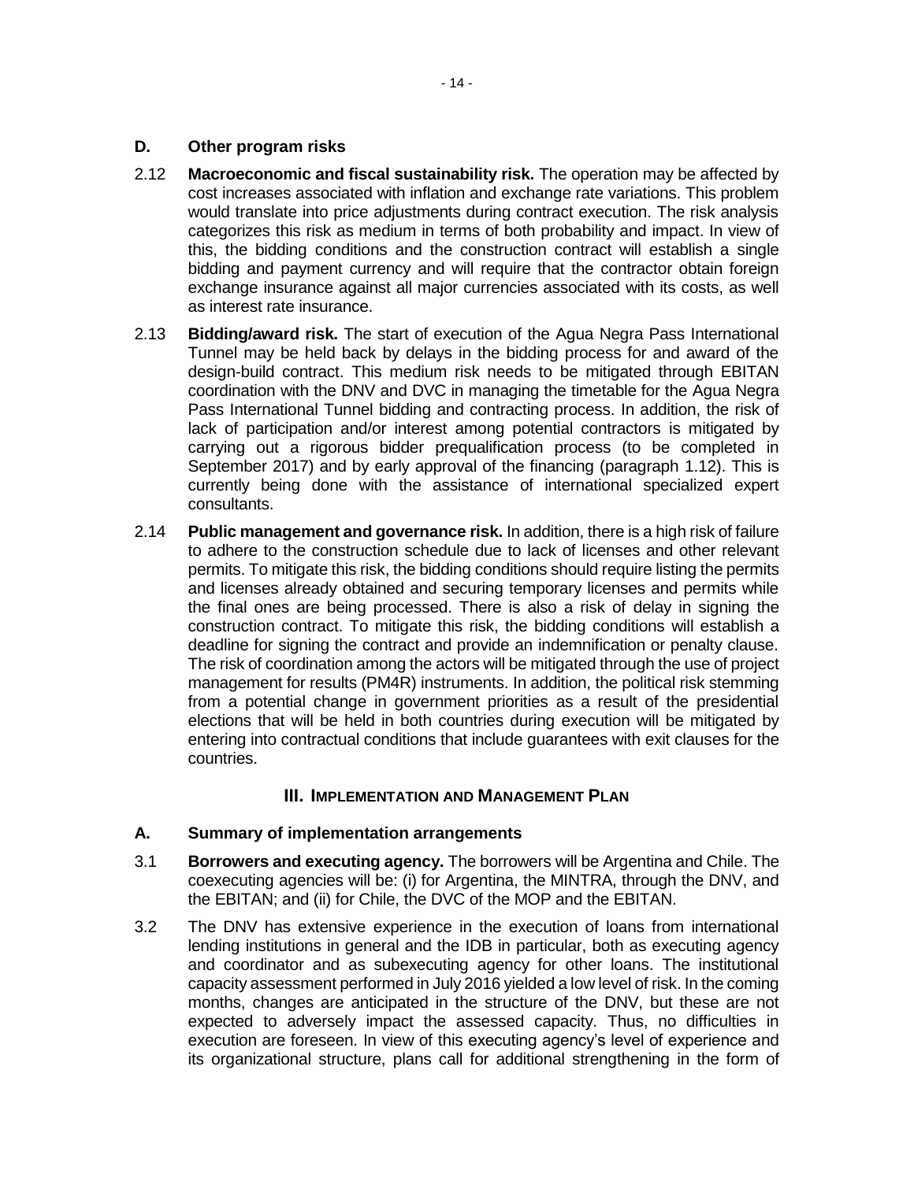## D. Other program risks

2.12 **Macroeconomic and fiscal sustainability risk.** The operation may be affected by cost increases associated with inflation and exchange rate variations. This problem would translate into price adjustments during contract execution. The risk analysis categorizes this risk as medium in terms of both probability and impact. In view of this, the bidding conditions and the construction contract will establish a single bidding and payment currency and will require that the contractor obtain foreign exchange insurance against all major currencies associated with its costs, as well as interest rate insurance.

2.13 **Bidding/award risk.** The start of execution of the Agua Negra Pass International Tunnel may be held back by delays in the bidding process for and award of the design-build contract. This medium risk needs to be mitigated through EBITAN coordination with the DNV and DVC in managing the timetable for the Agua Negra Pass International Tunnel bidding and contracting process. In addition, the risk of lack of participation and/or interest among potential contractors is mitigated by carrying out a rigorous bidder prequalification process (to be completed in September 2017) and by early approval of the financing (paragraph 1.12). This is currently being done with the assistance of international specialized expert consultants.

2.14 **Public management and governance risk.** In addition, there is a high risk of failure to adhere to the construction schedule due to lack of licenses and other relevant permits. To mitigate this risk, the bidding conditions should require listing the permits and licenses already obtained and securing temporary licenses and permits while the final ones are being processed. There is also a risk of delay in signing the construction contract. To mitigate this risk, the bidding conditions will establish a deadline for signing the contract and provide an indemnification or penalty clause. The risk of coordination among the actors will be mitigated through the use of project management for results (PM4R) instruments. In addition, the political risk stemming from a potential change in government priorities as a result of the presidential elections that will be held in both countries during execution will be mitigated by entering into contractual conditions that include guarantees with exit clauses for the countries.

# III. Implementation and Management Plan

## A. Summary of implementation arrangements

3.1 **Borrowers and executing agency.** The borrowers will be Argentina and Chile. The coexecuting agencies will be: (i) for Argentina, the MINTRA, through the DNV, and the EBITAN; and (ii) for Chile, the DVC of the MOP and the EBITAN.

3.2 The DNV has extensive experience in the execution of loans from international lending institutions in general and the IDB in particular, both as executing agency and coordinator and as subexecuting agency for other loans. The institutional capacity assessment performed in July 2016 yielded a low level of risk. In the coming months, changes are anticipated in the structure of the DNV, but these are not expected to adversely impact the assessed capacity. Thus, no difficulties in execution are foreseen. In view of this executing agency's level of experience and its organizational structure, plans call for additional strengthening in the form of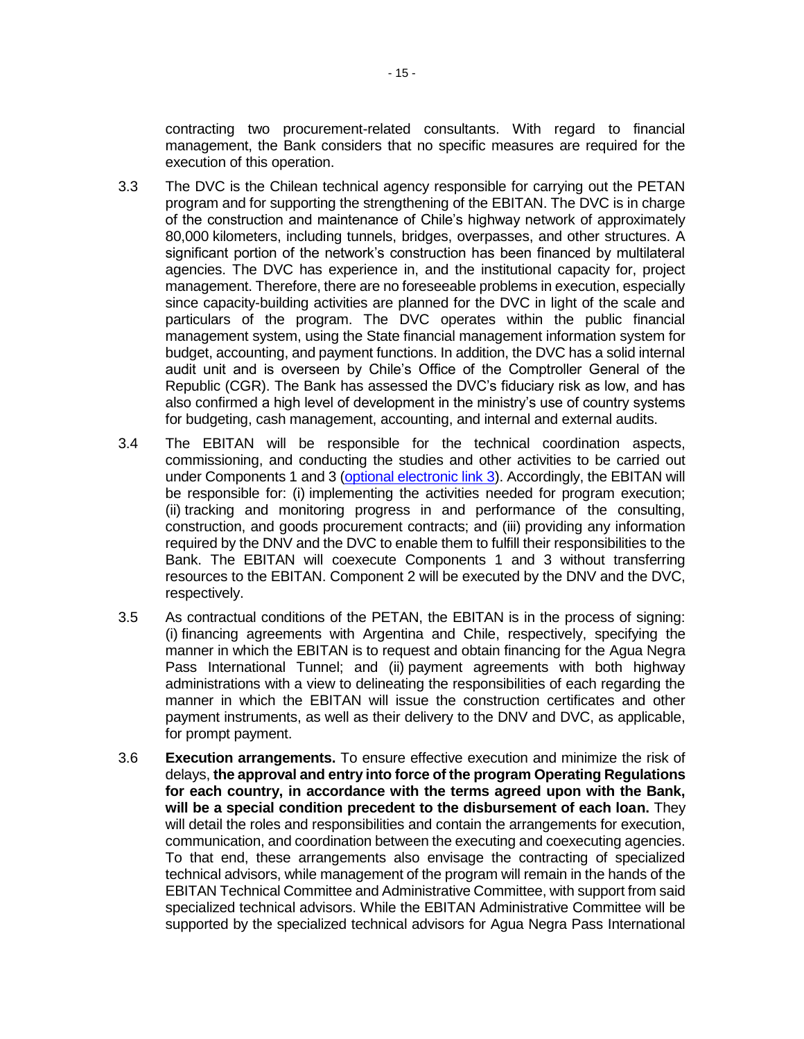contracting two procurement-related consultants. With regard to financial management, the Bank considers that no specific measures are required for the execution of this operation.

3.3 The DVC is the Chilean technical agency responsible for carrying out the PETAN program and for supporting the strengthening of the EBITAN. The DVC is in charge of the construction and maintenance of Chile's highway network of approximately 80,000 kilometers, including tunnels, bridges, overpasses, and other structures. A significant portion of the network's construction has been financed by multilateral agencies. The DVC has experience in, and the institutional capacity for, project management. Therefore, there are no foreseeable problems in execution, especially since capacity-building activities are planned for the DVC in light of the scale and particulars of the program. The DVC operates within the public financial management system, using the State financial management information system for budget, accounting, and payment functions. In addition, the DVC has a solid internal audit unit and is overseen by Chile's Office of the Comptroller General of the Republic (CGR). The Bank has assessed the DVC's fiduciary risk as low, and has also confirmed a high level of development in the ministry's use of country systems for budgeting, cash management, accounting, and internal and external audits.

3.4 The EBITAN will be responsible for the technical coordination aspects, commissioning, and conducting the studies and other activities to be carried out under Components 1 and 3 (optional electronic link 3). Accordingly, the EBITAN will be responsible for: (i) implementing the activities needed for program execution; (ii) tracking and monitoring progress in and performance of the consulting, construction, and goods procurement contracts; and (iii) providing any information required by the DNV and the DVC to enable them to fulfill their responsibilities to the Bank. The EBITAN will coexecute Components 1 and 3 without transferring resources to the EBITAN. Component 2 will be executed by the DNV and the DVC, respectively.

3.5 As contractual conditions of the PETAN, the EBITAN is in the process of signing: (i) financing agreements with Argentina and Chile, respectively, specifying the manner in which the EBITAN is to request and obtain financing for the Agua Negra Pass International Tunnel; and (ii) payment agreements with both highway administrations with a view to delineating the responsibilities of each regarding the manner in which the EBITAN will issue the construction certificates and other payment instruments, as well as their delivery to the DNV and DVC, as applicable, for prompt payment.

3.6 **Execution arrangements.** To ensure effective execution and minimize the risk of delays, **the approval and entry into force of the program Operating Regulations for each country, in accordance with the terms agreed upon with the Bank, will be a special condition precedent to the disbursement of each loan.** They will detail the roles and responsibilities and contain the arrangements for execution, communication, and coordination between the executing and coexecuting agencies. To that end, these arrangements also envisage the contracting of specialized technical advisors, while management of the program will remain in the hands of the EBITAN Technical Committee and Administrative Committee, with support from said specialized technical advisors. While the EBITAN Administrative Committee will be supported by the specialized technical advisors for Agua Negra Pass International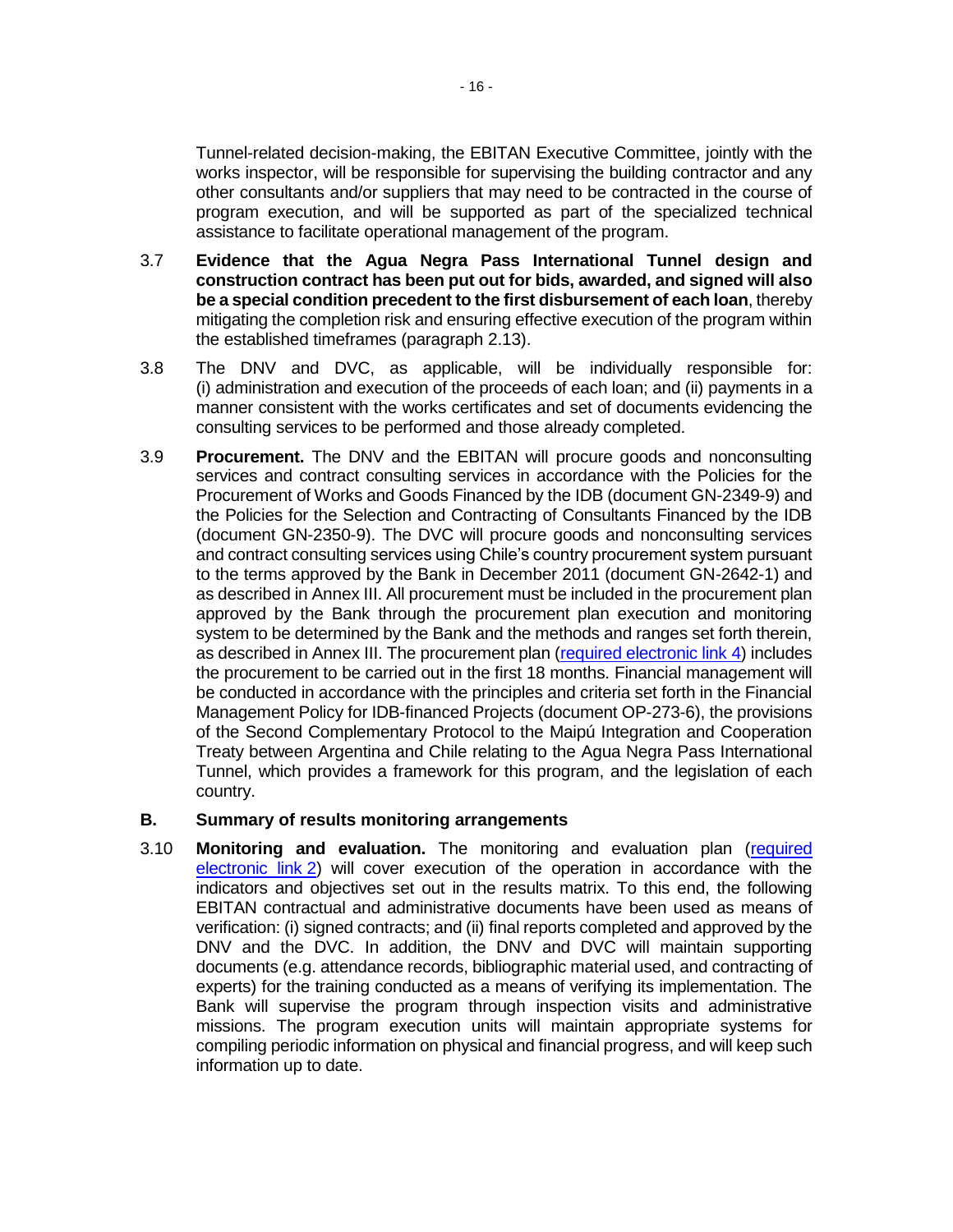Tunnel-related decision-making, the EBITAN Executive Committee, jointly with the works inspector, will be responsible for supervising the building contractor and any other consultants and/or suppliers that may need to be contracted in the course of program execution, and will be supported as part of the specialized technical assistance to facilitate operational management of the program.

3.7 **Evidence that the Agua Negra Pass International Tunnel design and construction contract has been put out for bids, awarded, and signed will also be a special condition precedent to the first disbursement of each loan**, thereby mitigating the completion risk and ensuring effective execution of the program within the established timeframes (paragraph 2.13).

3.8 The DNV and DVC, as applicable, will be individually responsible for: (i) administration and execution of the proceeds of each loan; and (ii) payments in a manner consistent with the works certificates and set of documents evidencing the consulting services to be performed and those already completed.

3.9 **Procurement.** The DNV and the EBITAN will procure goods and nonconsulting services and contract consulting services in accordance with the Policies for the Procurement of Works and Goods Financed by the IDB (document GN-2349-9) and the Policies for the Selection and Contracting of Consultants Financed by the IDB (document GN-2350-9). The DVC will procure goods and nonconsulting services and contract consulting services using Chile's country procurement system pursuant to the terms approved by the Bank in December 2011 (document GN-2642-1) and as described in Annex III. All procurement must be included in the procurement plan approved by the Bank through the procurement plan execution and monitoring system to be determined by the Bank and the methods and ranges set forth therein, as described in Annex III. The procurement plan (required electronic link 4) includes the procurement to be carried out in the first 18 months. Financial management will be conducted in accordance with the principles and criteria set forth in the Financial Management Policy for IDB-financed Projects (document OP-273-6), the provisions of the Second Complementary Protocol to the Maipú Integration and Cooperation Treaty between Argentina and Chile relating to the Agua Negra Pass International Tunnel, which provides a framework for this program, and the legislation of each country.

## B. Summary of results monitoring arrangements

3.10 **Monitoring and evaluation.** The monitoring and evaluation plan (required electronic link 2) will cover execution of the operation in accordance with the indicators and objectives set out in the results matrix. To this end, the following EBITAN contractual and administrative documents have been used as means of verification: (i) signed contracts; and (ii) final reports completed and approved by the DNV and the DVC. In addition, the DNV and DVC will maintain supporting documents (e.g. attendance records, bibliographic material used, and contracting of experts) for the training conducted as a means of verifying its implementation. The Bank will supervise the program through inspection visits and administrative missions. The program execution units will maintain appropriate systems for compiling periodic information on physical and financial progress, and will keep such information up to date.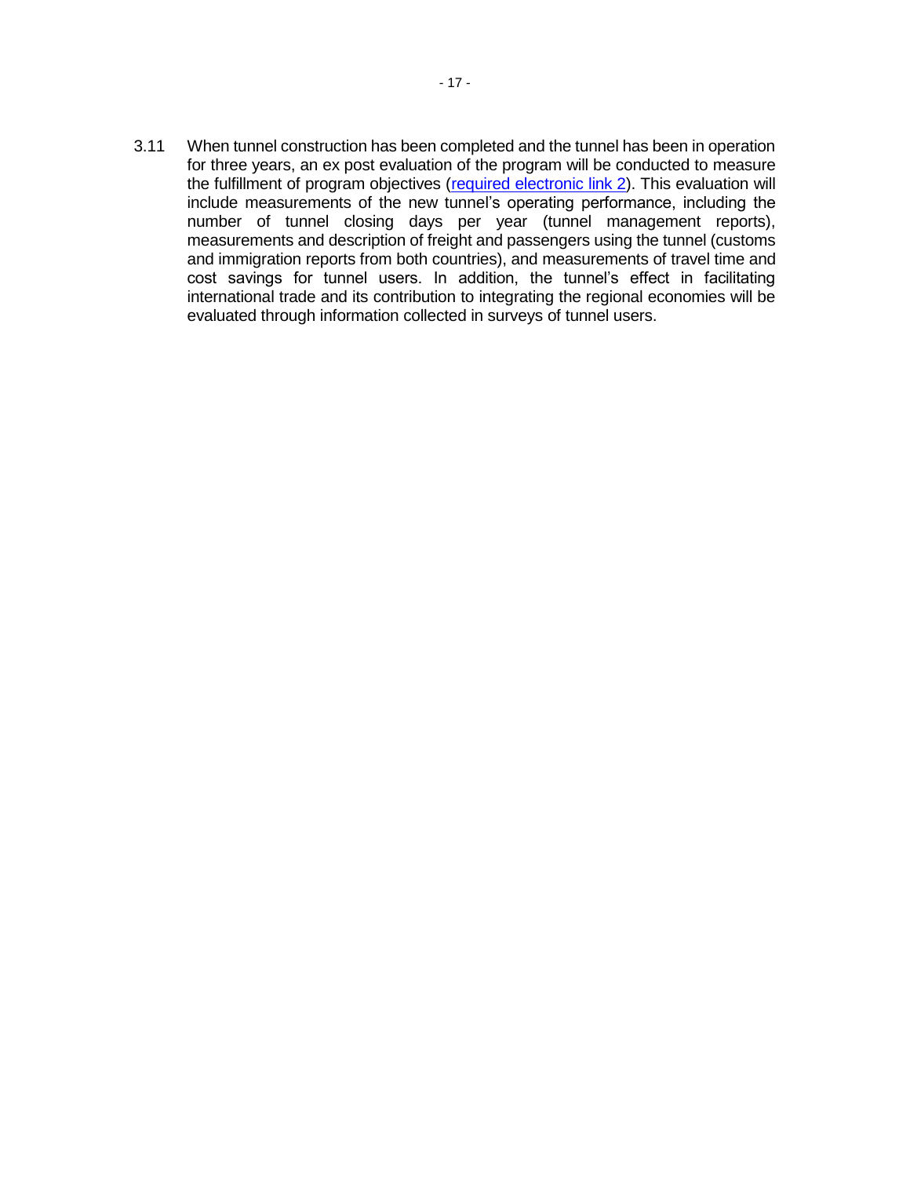3.11 When tunnel construction has been completed and the tunnel has been in operation for three years, an ex post evaluation of the program will be conducted to measure the fulfillment of program objectives (required electronic link 2). This evaluation will include measurements of the new tunnel's operating performance, including the number of tunnel closing days per year (tunnel management reports), measurements and description of freight and passengers using the tunnel (customs and immigration reports from both countries), and measurements of travel time and cost savings for tunnel users. In addition, the tunnel's effect in facilitating international trade and its contribution to integrating the regional economies will be evaluated through information collected in surveys of tunnel users.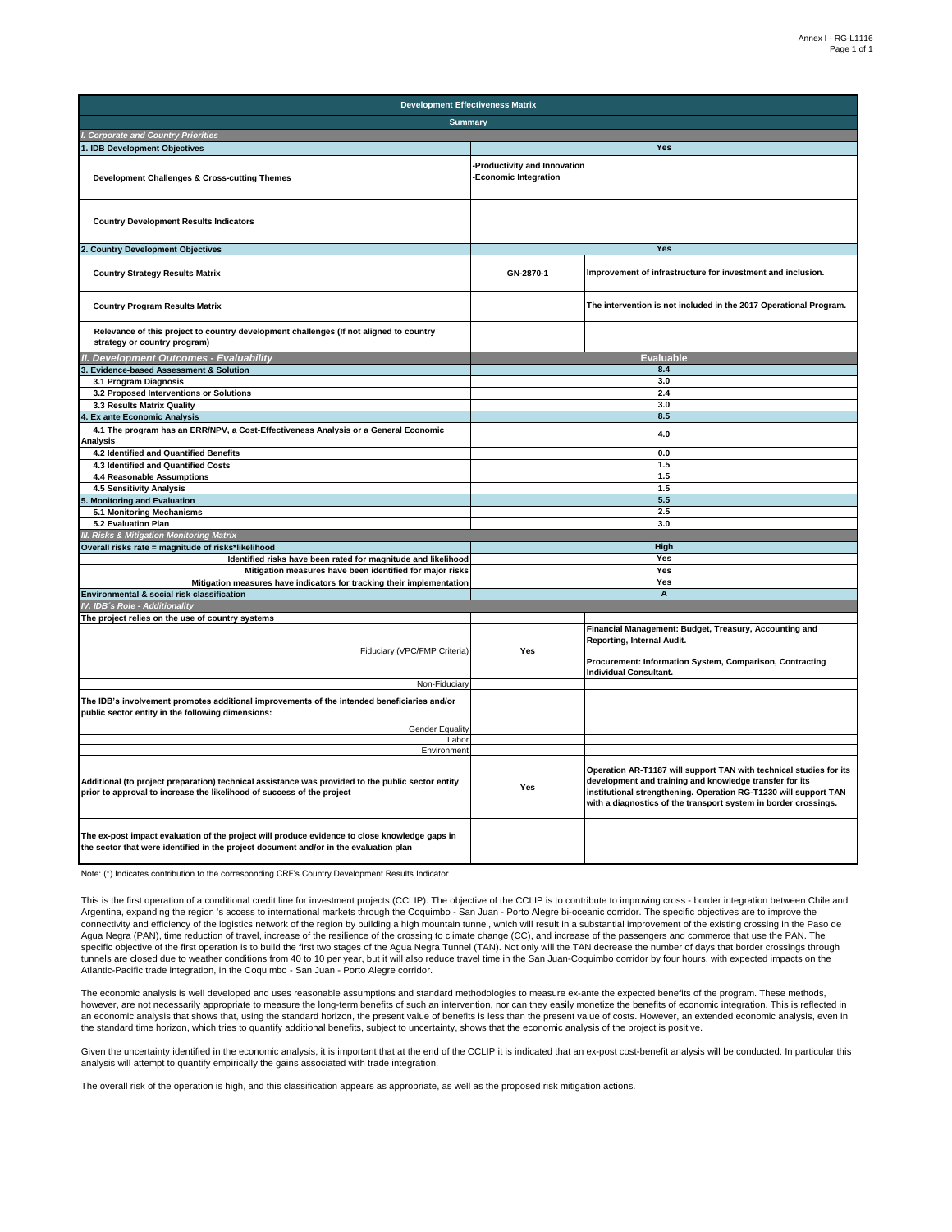| Development Effectiveness Matrix | | |
|---|---|---|
| **Summary** | | |
| ***I. Corporate and Country Priorities*** | | |
| **1. IDB Development Objectives** | **Yes** | |
| **Development Challenges & Cross-cutting Themes** | -Productivity and Innovation<br>-Economic Integration | |
| **Country Development Results Indicators** | | |
| **2. Country Development Objectives** | **Yes** | |
| **Country Strategy Results Matrix** | GN-2870-1 | Improvement of infrastructure for investment and inclusion. |
| **Country Program Results Matrix** | | The intervention is not included in the 2017 Operational Program. |
| **Relevance of this project to country development challenges (If not aligned to country strategy or country program)** | | |
| ***II. Development Outcomes - Evaluability*** | **Evaluable** | |
| **3. Evidence-based Assessment & Solution** | 8.4 | |
| 3.1 Program Diagnosis | 3.0 | |
| 3.2 Proposed Interventions or Solutions | 2.4 | |
| 3.3 Results Matrix Quality | 3.0 | |
| **4. Ex ante Economic Analysis** | 8.5 | |
| 4.1 The program has an ERR/NPV, a Cost-Effectiveness Analysis or a General Economic Analysis | 4.0 | |
| 4.2 Identified and Quantified Benefits | 0.0 | |
| 4.3 Identified and Quantified Costs | 1.5 | |
| 4.4 Reasonable Assumptions | 1.5 | |
| 4.5 Sensitivity Analysis | 1.5 | |
| **5. Monitoring and Evaluation** | 5.5 | |
| 5.1 Monitoring Mechanisms | 2.5 | |
| 5.2 Evaluation Plan | 3.0 | |
| ***III. Risks & Mitigation Monitoring Matrix*** | | |
| **Overall risks rate = magnitude of risks\*likelihood** | High | |
| Identified risks have been rated for magnitude and likelihood | Yes | |
| Mitigation measures have been identified for major risks | Yes | |
| Mitigation measures have indicators for tracking their implementation | Yes | |
| **Environmental & social risk classification** | A | |
| ***IV. IDB´s Role - Additionality*** | | |
| **The project relies on the use of country systems** | | |
| Fiduciary (VPC/FMP Criteria) | Yes | Financial Management: Budget, Treasury, Accounting and Reporting, Internal Audit.<br><br>Procurement: Information System, Comparison, Contracting Individual Consultant. |
| Non-Fiduciary | | |
| **The IDB's involvement promotes additional improvements of the intended beneficiaries and/or public sector entity in the following dimensions:** | | |
| Gender Equality | | |
| Labor | | |
| Environment | | |
| **Additional (to project preparation) technical assistance was provided to the public sector entity prior to approval to increase the likelihood of success of the project** | Yes | Operation AR-T1187 will support TAN with technical studies for its development and training and knowledge transfer for its institutional strengthening. Operation RG-T1230 will support TAN with a diagnostics of the transport system in border crossings. |
| **The ex-post impact evaluation of the project will produce evidence to close knowledge gaps in the sector that were identified in the project document and/or in the evaluation plan** | | |

Note: (\*) Indicates contribution to the corresponding CRF's Country Development Results Indicator.

This is the first operation of a conditional credit line for investment projects (CCLIP). The objective of the CCLIP is to contribute to improving cross - border integration between Chile and Argentina, expanding the region 's access to international markets through the Coquimbo - San Juan - Porto Alegre bi-oceanic corridor. The specific objectives are to improve the connectivity and efficiency of the logistics network of the region by building a high mountain tunnel, which will result in a substantial improvement of the existing crossing in the Paso de Agua Negra (PAN), time reduction of travel, increase of the resilience of the crossing to climate change (CC), and increase of the passengers and commerce that use the PAN. The specific objective of the first operation is to build the first two stages of the Agua Negra Tunnel (TAN). Not only will the TAN decrease the number of days that border crossings through tunnels are closed due to weather conditions from 40 to 10 per year, but it will also reduce travel time in the San Juan-Coquimbo corridor by four hours, with expected impacts on the Atlantic-Pacific trade integration, in the Coquimbo - San Juan - Porto Alegre corridor.

The economic analysis is well developed and uses reasonable assumptions and standard methodologies to measure ex-ante the expected benefits of the program. These methods, however, are not necessarily appropriate to measure the long-term benefits of such an intervention, nor can they easily monetize the benefits of economic integration. This is reflected in an economic analysis that shows that, using the standard horizon, the present value of benefits is less than the present value of costs. However, an extended economic analysis, even in the standard time horizon, which tries to quantify additional benefits, subject to uncertainty, shows that the economic analysis of the project is positive.

Given the uncertainty identified in the economic analysis, it is important that at the end of the CCLIP it is indicated that an ex-post cost-benefit analysis will be conducted. In particular this analysis will attempt to quantify empirically the gains associated with trade integration.

The overall risk of the operation is high, and this classification appears as appropriate, as well as the proposed risk mitigation actions.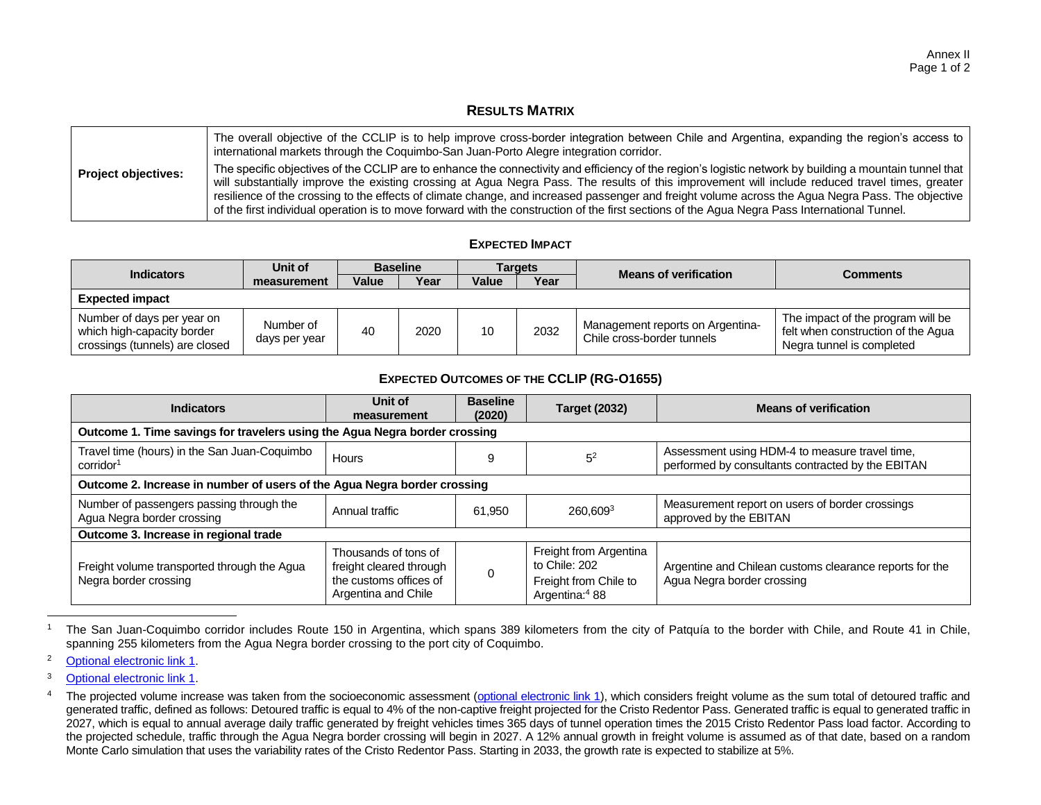Annex II

# RESULTS MATRIX

| **Project objectives:** | The overall objective of the CCLIP is to help improve cross-border integration between Chile and Argentina, expanding the region's access to international markets through the Coquimbo-San Juan-Porto Alegre integration corridor.<br>The specific objectives of the CCLIP are to enhance the connectivity and efficiency of the region's logistic network by building a mountain tunnel that will substantially improve the existing crossing at Agua Negra Pass. The results of this improvement will include reduced travel times, greater resilience of the crossing to the effects of climate change, and increased passenger and freight volume across the Agua Negra Pass. The objective of the first individual operation is to move forward with the construction of the first sections of the Agua Negra Pass International Tunnel. |
|---|---|

## EXPECTED IMPACT

| Indicators | Unit of measurement | Baseline | | Targets | | Means of verification | Comments |
|---|---|---|---|---|---|---|---|
| | | Value | Year | Value | Year | | |
| **Expected impact** | | | | | | | |
| Number of days per year on which high-capacity border crossings (tunnels) are closed | Number of days per year | 40 | 2020 | 10 | 2032 | Management reports on Argentina-Chile cross-border tunnels | The impact of the program will be felt when construction of the Agua Negra tunnel is completed |

## EXPECTED OUTCOMES OF THE CCLIP (RG-O1655)

| Indicators | Unit of measurement | Baseline (2020) | Target (2032) | Means of verification |
|---|---|---|---|---|
| **Outcome 1. Time savings for travelers using the Agua Negra border crossing** | | | | |
| Travel time (hours) in the San Juan-Coquimbo corridor[1] | Hours | 9 | 5[2] | Assessment using HDM-4 to measure travel time, performed by consultants contracted by the EBITAN |
| **Outcome 2. Increase in number of users of the Agua Negra border crossing** | | | | |
| Number of passengers passing through the Agua Negra border crossing | Annual traffic | 61,950 | 260,609[3] | Measurement report on users of border crossings approved by the EBITAN |
| **Outcome 3. Increase in regional trade** | | | | |
| Freight volume transported through the Agua Negra border crossing | Thousands of tons of freight cleared through the customs offices of Argentina and Chile | 0 | Freight from Argentina to Chile: 202<br>Freight from Chile to Argentina:[4] 88 | Argentine and Chilean customs clearance reports for the Agua Negra border crossing |

---

[1] The San Juan-Coquimbo corridor includes Route 150 in Argentina, which spans 389 kilometers from the city of Patquía to the border with Chile, and Route 41 in Chile, spanning 255 kilometers from the Agua Negra border crossing to the port city of Coquimbo.

[2] Optional electronic link 1.

[3] Optional electronic link 1.

[4] The projected volume increase was taken from the socioeconomic assessment (optional electronic link 1), which considers freight volume as the sum total of detoured traffic and generated traffic, defined as follows: Detoured traffic is equal to 4% of the non-captive freight projected for the Cristo Redentor Pass. Generated traffic is equal to generated traffic in 2027, which is equal to annual average daily traffic generated by freight vehicles times 365 days of tunnel operation times the 2015 Cristo Redentor Pass load factor. According to the projected schedule, traffic through the Agua Negra border crossing will begin in 2027. A 12% annual growth in freight volume is assumed as of that date, based on a random Monte Carlo simulation that uses the variability rates of the Cristo Redentor Pass. Starting in 2033, the growth rate is expected to stabilize at 5%.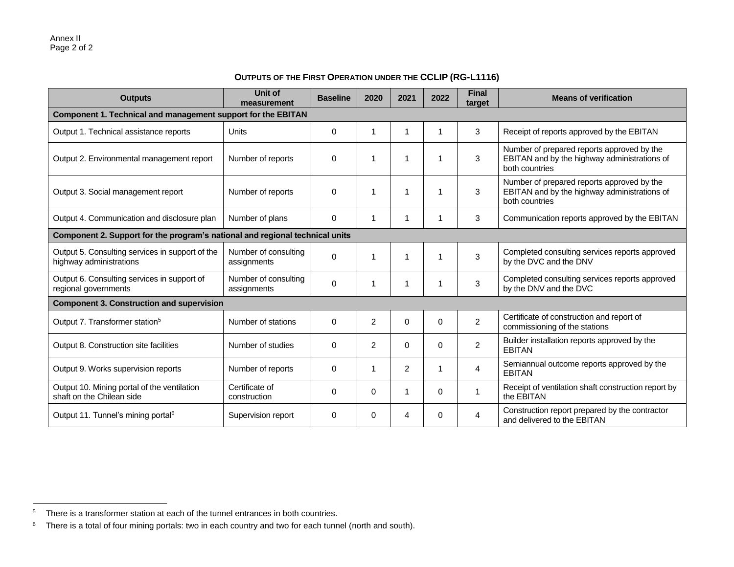**OUTPUTS OF THE FIRST OPERATION UNDER THE CCLIP (RG-L1116)**

| Outputs | Unit of measurement | Baseline | 2020 | 2021 | 2022 | Final target | Means of verification |
|---|---|---|---|---|---|---|---|
| **Component 1. Technical and management support for the EBITAN** | | | | | | | |
| Output 1. Technical assistance reports | Units | 0 | 1 | 1 | 1 | 3 | Receipt of reports approved by the EBITAN |
| Output 2. Environmental management report | Number of reports | 0 | 1 | 1 | 1 | 3 | Number of prepared reports approved by the EBITAN and by the highway administrations of both countries |
| Output 3. Social management report | Number of reports | 0 | 1 | 1 | 1 | 3 | Number of prepared reports approved by the EBITAN and by the highway administrations of both countries |
| Output 4. Communication and disclosure plan | Number of plans | 0 | 1 | 1 | 1 | 3 | Communication reports approved by the EBITAN |
| **Component 2. Support for the program's national and regional technical units** | | | | | | | |
| Output 5. Consulting services in support of the highway administrations | Number of consulting assignments | 0 | 1 | 1 | 1 | 3 | Completed consulting services reports approved by the DVC and the DNV |
| Output 6. Consulting services in support of regional governments | Number of consulting assignments | 0 | 1 | 1 | 1 | 3 | Completed consulting services reports approved by the DNV and the DVC |
| **Component 3. Construction and supervision** | | | | | | | |
| Output 7. Transformer station[5] | Number of stations | 0 | 2 | 0 | 0 | 2 | Certificate of construction and report of commissioning of the stations |
| Output 8. Construction site facilities | Number of studies | 0 | 2 | 0 | 0 | 2 | Builder installation reports approved by the EBITAN |
| Output 9. Works supervision reports | Number of reports | 0 | 1 | 2 | 1 | 4 | Semiannual outcome reports approved by the EBITAN |
| Output 10. Mining portal of the ventilation shaft on the Chilean side | Certificate of construction | 0 | 0 | 1 | 0 | 1 | Receipt of ventilation shaft construction report by the EBITAN |
| Output 11. Tunnel's mining portal[6] | Supervision report | 0 | 0 | 4 | 0 | 4 | Construction report prepared by the contractor and delivered to the EBITAN |

[5] There is a transformer station at each of the tunnel entrances in both countries.

[6] There is a total of four mining portals: two in each country and two for each tunnel (north and south).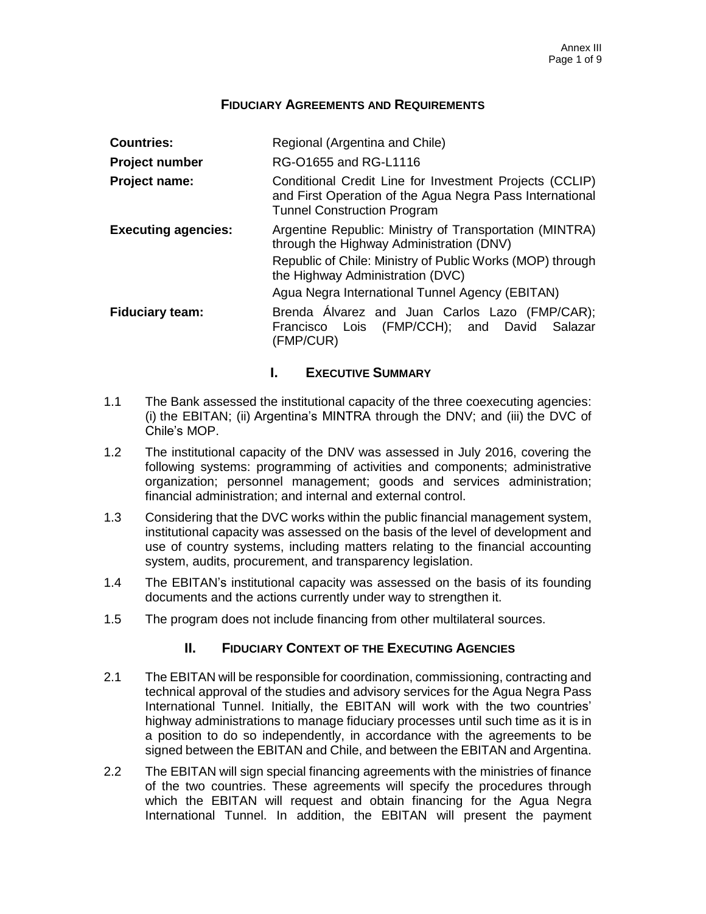## Fiduciary Agreements and Requirements

| | |
|---|---|
| **Countries:** | Regional (Argentina and Chile) |
| **Project number** | RG-O1655 and RG-L1116 |
| **Project name:** | Conditional Credit Line for Investment Projects (CCLIP) and First Operation of the Agua Negra Pass International Tunnel Construction Program |
| **Executing agencies:** | Argentine Republic: Ministry of Transportation (MINTRA) through the Highway Administration (DNV)<br>Republic of Chile: Ministry of Public Works (MOP) through the Highway Administration (DVC)<br>Agua Negra International Tunnel Agency (EBITAN) |
| **Fiduciary team:** | Brenda Álvarez and Juan Carlos Lazo (FMP/CAR); Francisco Lois (FMP/CCH); and David Salazar (FMP/CUR) |

## I. Executive Summary

1.1 The Bank assessed the institutional capacity of the three coexecuting agencies: (i) the EBITAN; (ii) Argentina's MINTRA through the DNV; and (iii) the DVC of Chile's MOP.

1.2 The institutional capacity of the DNV was assessed in July 2016, covering the following systems: programming of activities and components; administrative organization; personnel management; goods and services administration; financial administration; and internal and external control.

1.3 Considering that the DVC works within the public financial management system, institutional capacity was assessed on the basis of the level of development and use of country systems, including matters relating to the financial accounting system, audits, procurement, and transparency legislation.

1.4 The EBITAN's institutional capacity was assessed on the basis of its founding documents and the actions currently under way to strengthen it.

1.5 The program does not include financing from other multilateral sources.

## II. Fiduciary Context of the Executing Agencies

2.1 The EBITAN will be responsible for coordination, commissioning, contracting and technical approval of the studies and advisory services for the Agua Negra Pass International Tunnel. Initially, the EBITAN will work with the two countries' highway administrations to manage fiduciary processes until such time as it is in a position to do so independently, in accordance with the agreements to be signed between the EBITAN and Chile, and between the EBITAN and Argentina.

2.2 The EBITAN will sign special financing agreements with the ministries of finance of the two countries. These agreements will specify the procedures through which the EBITAN will request and obtain financing for the Agua Negra International Tunnel. In addition, the EBITAN will present the payment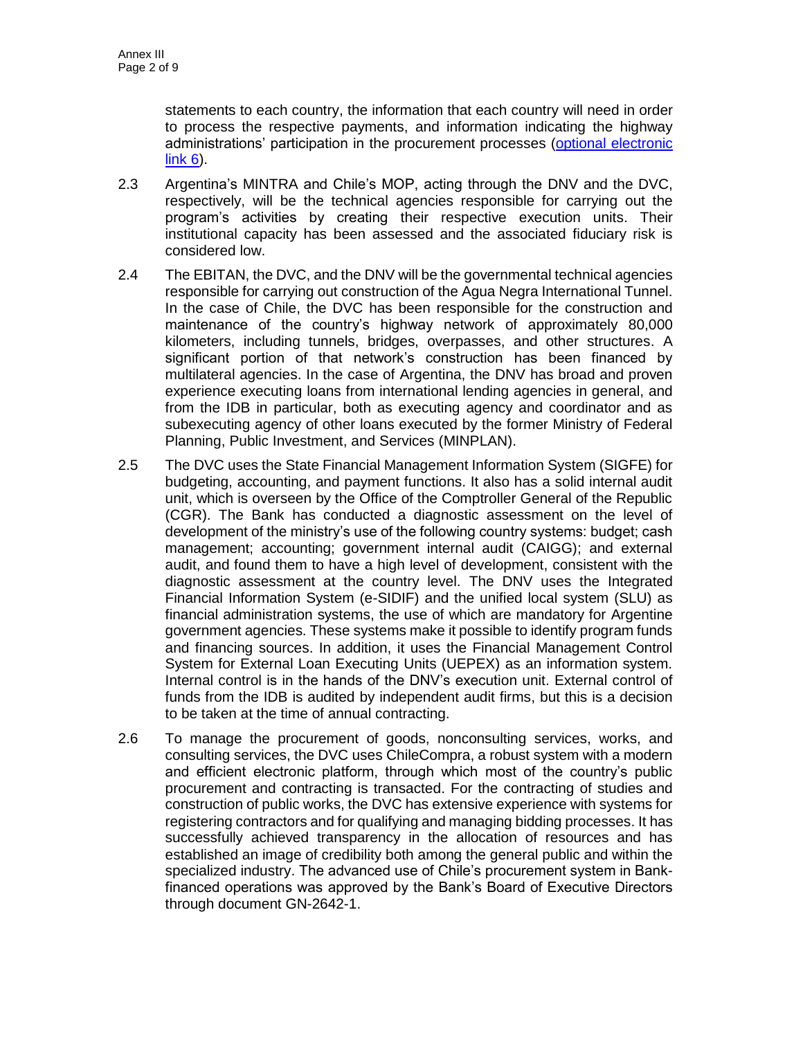statements to each country, the information that each country will need in order to process the respective payments, and information indicating the highway administrations' participation in the procurement processes ([optional electronic link 6]()).

2.3 Argentina's MINTRA and Chile's MOP, acting through the DNV and the DVC, respectively, will be the technical agencies responsible for carrying out the program's activities by creating their respective execution units. Their institutional capacity has been assessed and the associated fiduciary risk is considered low.

2.4 The EBITAN, the DVC, and the DNV will be the governmental technical agencies responsible for carrying out construction of the Agua Negra International Tunnel. In the case of Chile, the DVC has been responsible for the construction and maintenance of the country's highway network of approximately 80,000 kilometers, including tunnels, bridges, overpasses, and other structures. A significant portion of that network's construction has been financed by multilateral agencies. In the case of Argentina, the DNV has broad and proven experience executing loans from international lending agencies in general, and from the IDB in particular, both as executing agency and coordinator and as subexecuting agency of other loans executed by the former Ministry of Federal Planning, Public Investment, and Services (MINPLAN).

2.5 The DVC uses the State Financial Management Information System (SIGFE) for budgeting, accounting, and payment functions. It also has a solid internal audit unit, which is overseen by the Office of the Comptroller General of the Republic (CGR). The Bank has conducted a diagnostic assessment on the level of development of the ministry's use of the following country systems: budget; cash management; accounting; government internal audit (CAIGG); and external audit, and found them to have a high level of development, consistent with the diagnostic assessment at the country level. The DNV uses the Integrated Financial Information System (e-SIDIF) and the unified local system (SLU) as financial administration systems, the use of which are mandatory for Argentine government agencies. These systems make it possible to identify program funds and financing sources. In addition, it uses the Financial Management Control System for External Loan Executing Units (UEPEX) as an information system. Internal control is in the hands of the DNV's execution unit. External control of funds from the IDB is audited by independent audit firms, but this is a decision to be taken at the time of annual contracting.

2.6 To manage the procurement of goods, nonconsulting services, works, and consulting services, the DVC uses ChileCompra, a robust system with a modern and efficient electronic platform, through which most of the country's public procurement and contracting is transacted. For the contracting of studies and construction of public works, the DVC has extensive experience with systems for registering contractors and for qualifying and managing bidding processes. It has successfully achieved transparency in the allocation of resources and has established an image of credibility both among the general public and within the specialized industry. The advanced use of Chile's procurement system in Bank-financed operations was approved by the Bank's Board of Executive Directors through document GN-2642-1.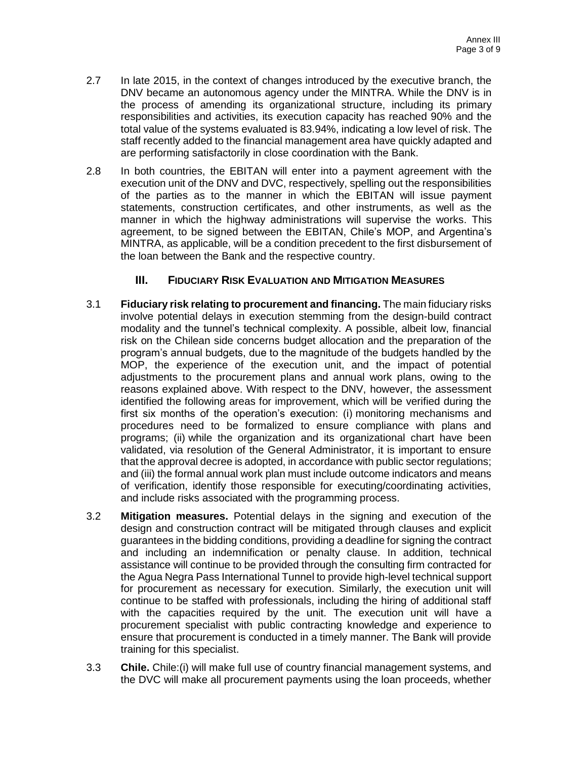2.7 In late 2015, in the context of changes introduced by the executive branch, the DNV became an autonomous agency under the MINTRA. While the DNV is in the process of amending its organizational structure, including its primary responsibilities and activities, its execution capacity has reached 90% and the total value of the systems evaluated is 83.94%, indicating a low level of risk. The staff recently added to the financial management area have quickly adapted and are performing satisfactorily in close coordination with the Bank.

2.8 In both countries, the EBITAN will enter into a payment agreement with the execution unit of the DNV and DVC, respectively, spelling out the responsibilities of the parties as to the manner in which the EBITAN will issue payment statements, construction certificates, and other instruments, as well as the manner in which the highway administrations will supervise the works. This agreement, to be signed between the EBITAN, Chile's MOP, and Argentina's MINTRA, as applicable, will be a condition precedent to the first disbursement of the loan between the Bank and the respective country.

## III. FIDUCIARY RISK EVALUATION AND MITIGATION MEASURES

3.1 **Fiduciary risk relating to procurement and financing.** The main fiduciary risks involve potential delays in execution stemming from the design-build contract modality and the tunnel's technical complexity. A possible, albeit low, financial risk on the Chilean side concerns budget allocation and the preparation of the program's annual budgets, due to the magnitude of the budgets handled by the MOP, the experience of the execution unit, and the impact of potential adjustments to the procurement plans and annual work plans, owing to the reasons explained above. With respect to the DNV, however, the assessment identified the following areas for improvement, which will be verified during the first six months of the operation's execution: (i) monitoring mechanisms and procedures need to be formalized to ensure compliance with plans and programs; (ii) while the organization and its organizational chart have been validated, via resolution of the General Administrator, it is important to ensure that the approval decree is adopted, in accordance with public sector regulations; and (iii) the formal annual work plan must include outcome indicators and means of verification, identify those responsible for executing/coordinating activities, and include risks associated with the programming process.

3.2 **Mitigation measures.** Potential delays in the signing and execution of the design and construction contract will be mitigated through clauses and explicit guarantees in the bidding conditions, providing a deadline for signing the contract and including an indemnification or penalty clause. In addition, technical assistance will continue to be provided through the consulting firm contracted for the Agua Negra Pass International Tunnel to provide high-level technical support for procurement as necessary for execution. Similarly, the execution unit will continue to be staffed with professionals, including the hiring of additional staff with the capacities required by the unit. The execution unit will have a procurement specialist with public contracting knowledge and experience to ensure that procurement is conducted in a timely manner. The Bank will provide training for this specialist.

3.3 **Chile.** Chile:(i) will make full use of country financial management systems, and the DVC will make all procurement payments using the loan proceeds, whether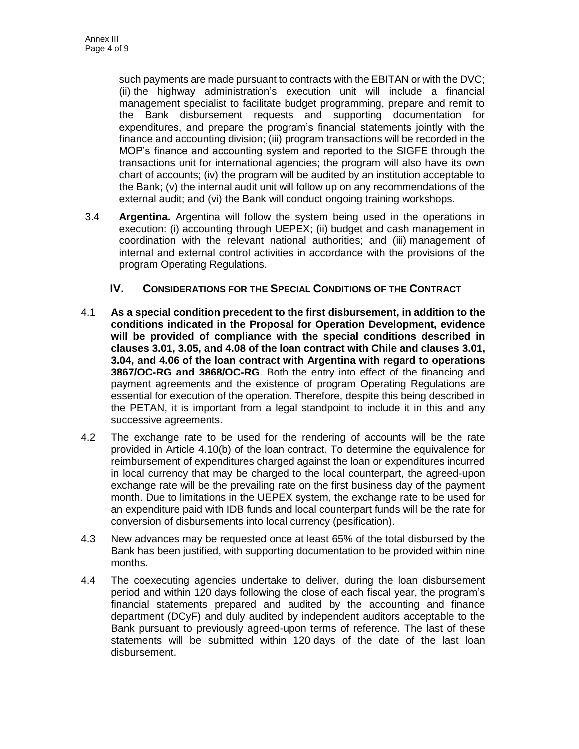such payments are made pursuant to contracts with the EBITAN or with the DVC; (ii) the highway administration's execution unit will include a financial management specialist to facilitate budget programming, prepare and remit to the Bank disbursement requests and supporting documentation for expenditures, and prepare the program's financial statements jointly with the finance and accounting division; (iii) program transactions will be recorded in the MOP's finance and accounting system and reported to the SIGFE through the transactions unit for international agencies; the program will also have its own chart of accounts; (iv) the program will be audited by an institution acceptable to the Bank; (v) the internal audit unit will follow up on any recommendations of the external audit; and (vi) the Bank will conduct ongoing training workshops.

3.4 **Argentina.** Argentina will follow the system being used in the operations in execution: (i) accounting through UEPEX; (ii) budget and cash management in coordination with the relevant national authorities; and (iii) management of internal and external control activities in accordance with the provisions of the program Operating Regulations.

## IV. CONSIDERATIONS FOR THE SPECIAL CONDITIONS OF THE CONTRACT

4.1 **As a special condition precedent to the first disbursement, in addition to the conditions indicated in the Proposal for Operation Development, evidence will be provided of compliance with the special conditions described in clauses 3.01, 3.05, and 4.08 of the loan contract with Chile and clauses 3.01, 3.04, and 4.06 of the loan contract with Argentina with regard to operations 3867/OC-RG and 3868/OC-RG**. Both the entry into effect of the financing and payment agreements and the existence of program Operating Regulations are essential for execution of the operation. Therefore, despite this being described in the PETAN, it is important from a legal standpoint to include it in this and any successive agreements.

4.2 The exchange rate to be used for the rendering of accounts will be the rate provided in Article 4.10(b) of the loan contract. To determine the equivalence for reimbursement of expenditures charged against the loan or expenditures incurred in local currency that may be charged to the local counterpart, the agreed-upon exchange rate will be the prevailing rate on the first business day of the payment month. Due to limitations in the UEPEX system, the exchange rate to be used for an expenditure paid with IDB funds and local counterpart funds will be the rate for conversion of disbursements into local currency (pesification).

4.3 New advances may be requested once at least 65% of the total disbursed by the Bank has been justified, with supporting documentation to be provided within nine months.

4.4 The coexecuting agencies undertake to deliver, during the loan disbursement period and within 120 days following the close of each fiscal year, the program's financial statements prepared and audited by the accounting and finance department (DCyF) and duly audited by independent auditors acceptable to the Bank pursuant to previously agreed-upon terms of reference. The last of these statements will be submitted within 120 days of the date of the last loan disbursement.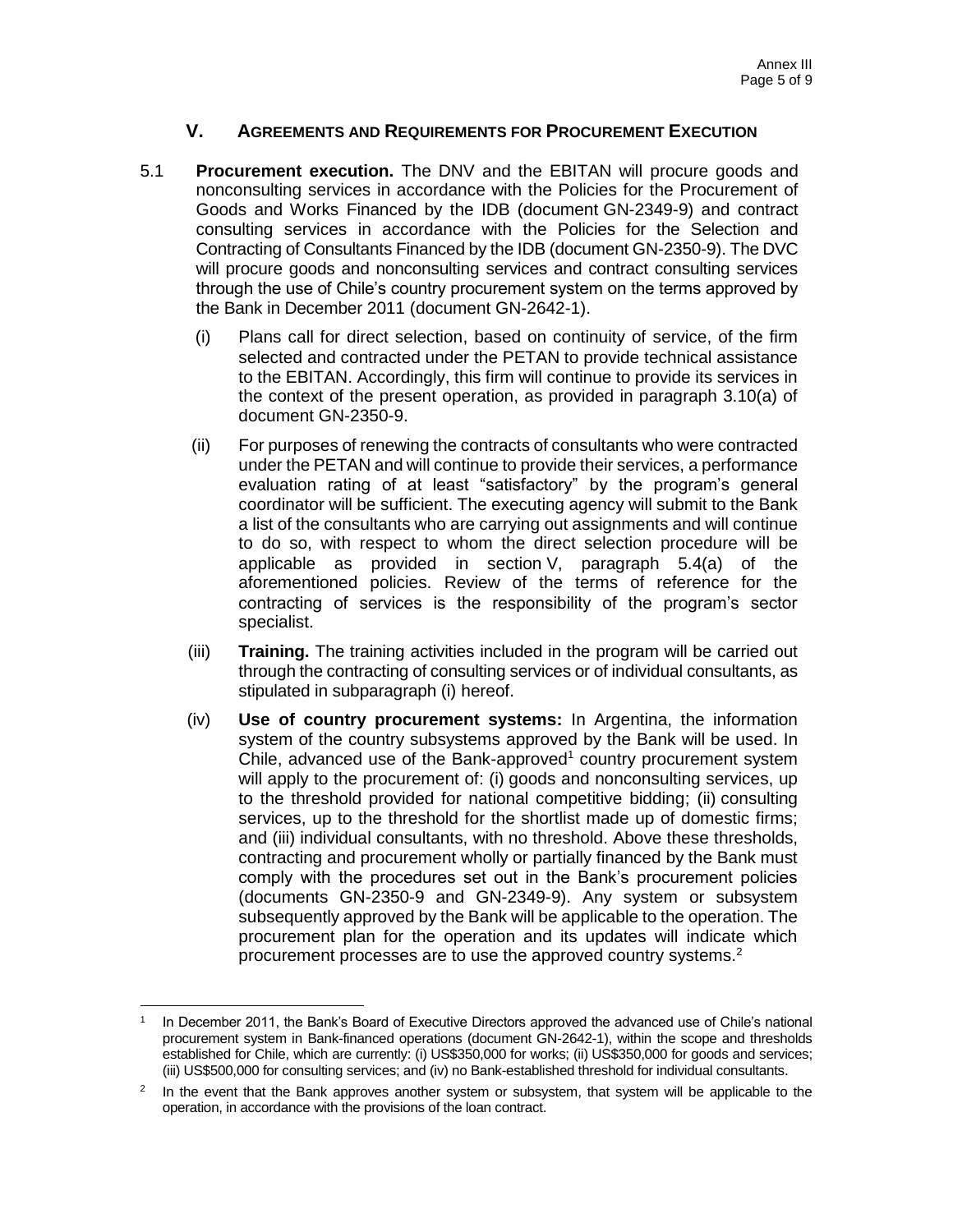## V. AGREEMENTS AND REQUIREMENTS FOR PROCUREMENT EXECUTION

5.1 **Procurement execution.** The DNV and the EBITAN will procure goods and nonconsulting services in accordance with the Policies for the Procurement of Goods and Works Financed by the IDB (document GN-2349-9) and contract consulting services in accordance with the Policies for the Selection and Contracting of Consultants Financed by the IDB (document GN-2350-9). The DVC will procure goods and nonconsulting services and contract consulting services through the use of Chile's country procurement system on the terms approved by the Bank in December 2011 (document GN-2642-1).

(i) Plans call for direct selection, based on continuity of service, of the firm selected and contracted under the PETAN to provide technical assistance to the EBITAN. Accordingly, this firm will continue to provide its services in the context of the present operation, as provided in paragraph 3.10(a) of document GN-2350-9.

(ii) For purposes of renewing the contracts of consultants who were contracted under the PETAN and will continue to provide their services, a performance evaluation rating of at least "satisfactory" by the program's general coordinator will be sufficient. The executing agency will submit to the Bank a list of the consultants who are carrying out assignments and will continue to do so, with respect to whom the direct selection procedure will be applicable as provided in section V, paragraph 5.4(a) of the aforementioned policies. Review of the terms of reference for the contracting of services is the responsibility of the program's sector specialist.

(iii) **Training.** The training activities included in the program will be carried out through the contracting of consulting services or of individual consultants, as stipulated in subparagraph (i) hereof.

(iv) **Use of country procurement systems:** In Argentina, the information system of the country subsystems approved by the Bank will be used. In Chile, advanced use of the Bank-approved[1] country procurement system will apply to the procurement of: (i) goods and nonconsulting services, up to the threshold provided for national competitive bidding; (ii) consulting services, up to the threshold for the shortlist made up of domestic firms; and (iii) individual consultants, with no threshold. Above these thresholds, contracting and procurement wholly or partially financed by the Bank must comply with the procedures set out in the Bank's procurement policies (documents GN-2350-9 and GN-2349-9). Any system or subsystem subsequently approved by the Bank will be applicable to the operation. The procurement plan for the operation and its updates will indicate which procurement processes are to use the approved country systems.[2]

---

[1] In December 2011, the Bank's Board of Executive Directors approved the advanced use of Chile's national procurement system in Bank-financed operations (document GN-2642-1), within the scope and thresholds established for Chile, which are currently: (i) US$350,000 for works; (ii) US$350,000 for goods and services; (iii) US$500,000 for consulting services; and (iv) no Bank-established threshold for individual consultants.

[2] In the event that the Bank approves another system or subsystem, that system will be applicable to the operation, in accordance with the provisions of the loan contract.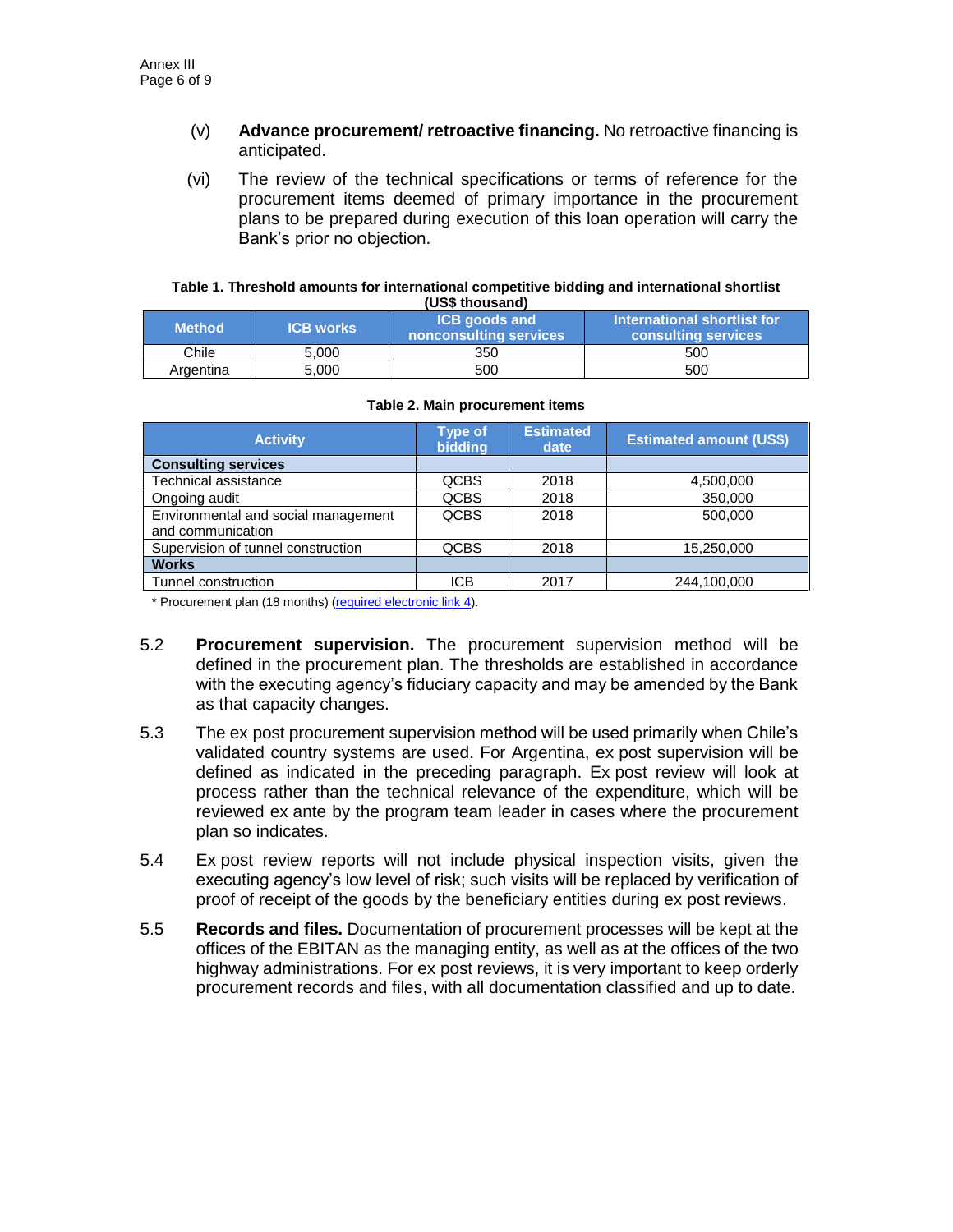(v) **Advance procurement/ retroactive financing.** No retroactive financing is anticipated.

(vi) The review of the technical specifications or terms of reference for the procurement items deemed of primary importance in the procurement plans to be prepared during execution of this loan operation will carry the Bank's prior no objection.

**Table 1. Threshold amounts for international competitive bidding and international shortlist (US$ thousand)**

| Method | ICB works | ICB goods and nonconsulting services | International shortlist for consulting services |
|---|---|---|---|
| Chile | 5,000 | 350 | 500 |
| Argentina | 5,000 | 500 | 500 |

**Table 2. Main procurement items**

| Activity | Type of bidding | Estimated date | Estimated amount (US$) |
|---|---|---|---|
| **Consulting services** | | | |
| Technical assistance | QCBS | 2018 | 4,500,000 |
| Ongoing audit | QCBS | 2018 | 350,000 |
| Environmental and social management and communication | QCBS | 2018 | 500,000 |
| Supervision of tunnel construction | QCBS | 2018 | 15,250,000 |
| **Works** | | | |
| Tunnel construction | ICB | 2017 | 244,100,000 |

\* Procurement plan (18 months) (required electronic link 4).

5.2 **Procurement supervision.** The procurement supervision method will be defined in the procurement plan. The thresholds are established in accordance with the executing agency's fiduciary capacity and may be amended by the Bank as that capacity changes.

5.3 The ex post procurement supervision method will be used primarily when Chile's validated country systems are used. For Argentina, ex post supervision will be defined as indicated in the preceding paragraph. Ex post review will look at process rather than the technical relevance of the expenditure, which will be reviewed ex ante by the program team leader in cases where the procurement plan so indicates.

5.4 Ex post review reports will not include physical inspection visits, given the executing agency's low level of risk; such visits will be replaced by verification of proof of receipt of the goods by the beneficiary entities during ex post reviews.

5.5 **Records and files.** Documentation of procurement processes will be kept at the offices of the EBITAN as the managing entity, as well as at the offices of the two highway administrations. For ex post reviews, it is very important to keep orderly procurement records and files, with all documentation classified and up to date.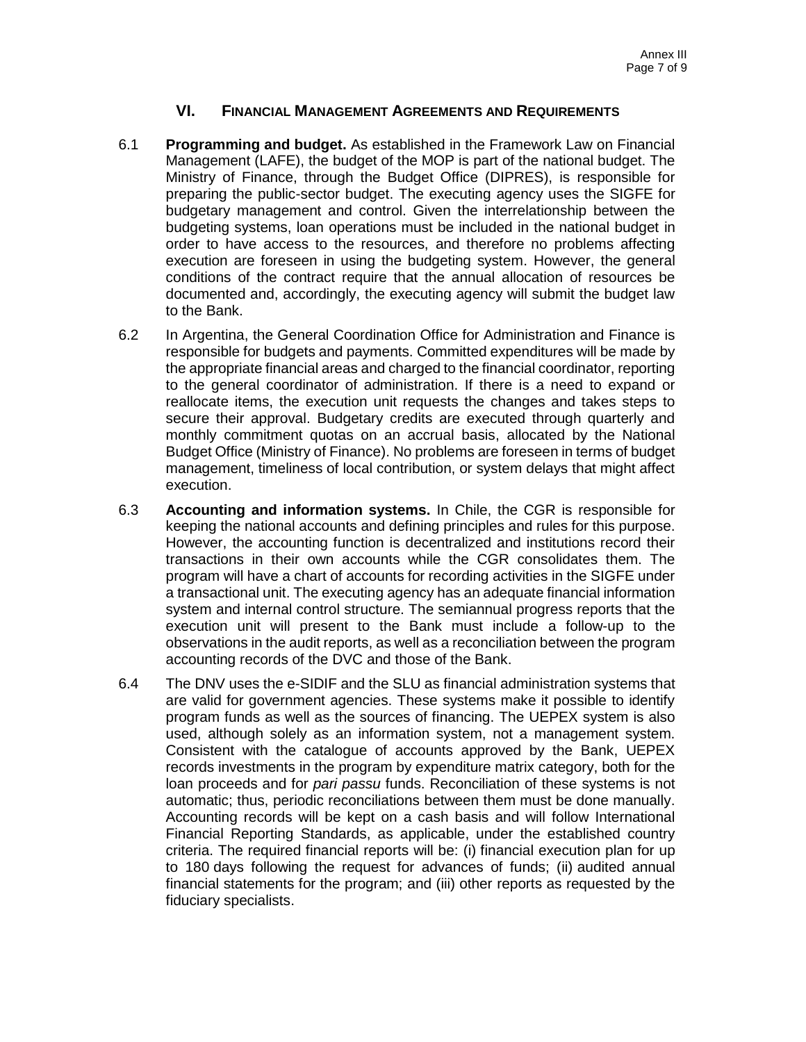## VI. Financial Management Agreements and Requirements

6.1 **Programming and budget.** As established in the Framework Law on Financial Management (LAFE), the budget of the MOP is part of the national budget. The Ministry of Finance, through the Budget Office (DIPRES), is responsible for preparing the public-sector budget. The executing agency uses the SIGFE for budgetary management and control. Given the interrelationship between the budgeting systems, loan operations must be included in the national budget in order to have access to the resources, and therefore no problems affecting execution are foreseen in using the budgeting system. However, the general conditions of the contract require that the annual allocation of resources be documented and, accordingly, the executing agency will submit the budget law to the Bank.

6.2 In Argentina, the General Coordination Office for Administration and Finance is responsible for budgets and payments. Committed expenditures will be made by the appropriate financial areas and charged to the financial coordinator, reporting to the general coordinator of administration. If there is a need to expand or reallocate items, the execution unit requests the changes and takes steps to secure their approval. Budgetary credits are executed through quarterly and monthly commitment quotas on an accrual basis, allocated by the National Budget Office (Ministry of Finance). No problems are foreseen in terms of budget management, timeliness of local contribution, or system delays that might affect execution.

6.3 **Accounting and information systems.** In Chile, the CGR is responsible for keeping the national accounts and defining principles and rules for this purpose. However, the accounting function is decentralized and institutions record their transactions in their own accounts while the CGR consolidates them. The program will have a chart of accounts for recording activities in the SIGFE under a transactional unit. The executing agency has an adequate financial information system and internal control structure. The semiannual progress reports that the execution unit will present to the Bank must include a follow-up to the observations in the audit reports, as well as a reconciliation between the program accounting records of the DVC and those of the Bank.

6.4 The DNV uses the e-SIDIF and the SLU as financial administration systems that are valid for government agencies. These systems make it possible to identify program funds as well as the sources of financing. The UEPEX system is also used, although solely as an information system, not a management system. Consistent with the catalogue of accounts approved by the Bank, UEPEX records investments in the program by expenditure matrix category, both for the loan proceeds and for *pari passu* funds. Reconciliation of these systems is not automatic; thus, periodic reconciliations between them must be done manually. Accounting records will be kept on a cash basis and will follow International Financial Reporting Standards, as applicable, under the established country criteria. The required financial reports will be: (i) financial execution plan for up to 180 days following the request for advances of funds; (ii) audited annual financial statements for the program; and (iii) other reports as requested by the fiduciary specialists.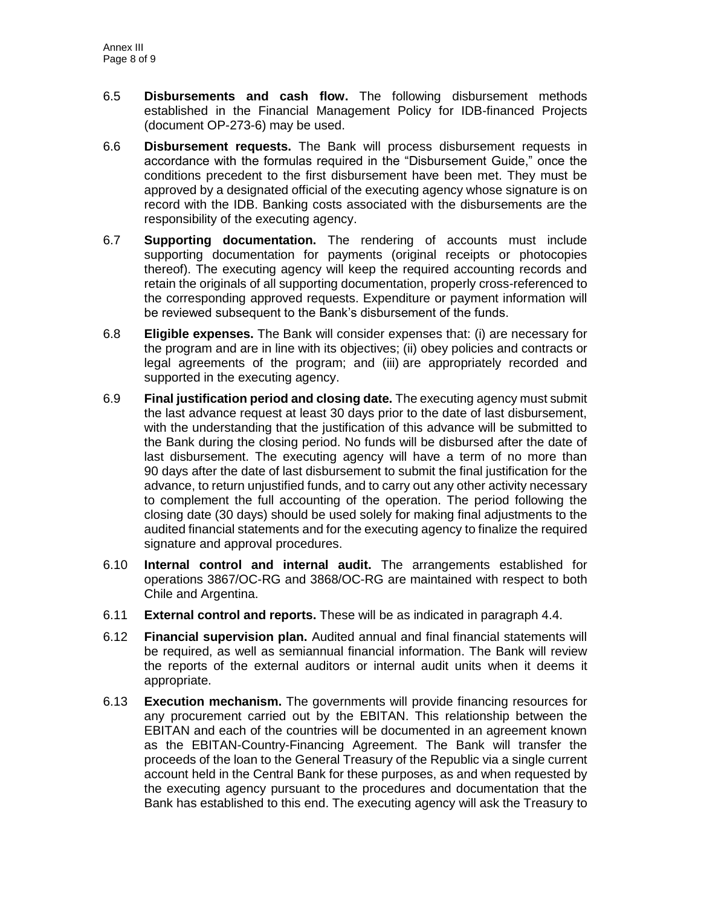6.5 **Disbursements and cash flow.** The following disbursement methods established in the Financial Management Policy for IDB-financed Projects (document OP-273-6) may be used.

6.6 **Disbursement requests.** The Bank will process disbursement requests in accordance with the formulas required in the "Disbursement Guide," once the conditions precedent to the first disbursement have been met. They must be approved by a designated official of the executing agency whose signature is on record with the IDB. Banking costs associated with the disbursements are the responsibility of the executing agency.

6.7 **Supporting documentation.** The rendering of accounts must include supporting documentation for payments (original receipts or photocopies thereof). The executing agency will keep the required accounting records and retain the originals of all supporting documentation, properly cross-referenced to the corresponding approved requests. Expenditure or payment information will be reviewed subsequent to the Bank's disbursement of the funds.

6.8 **Eligible expenses.** The Bank will consider expenses that: (i) are necessary for the program and are in line with its objectives; (ii) obey policies and contracts or legal agreements of the program; and (iii) are appropriately recorded and supported in the executing agency.

6.9 **Final justification period and closing date.** The executing agency must submit the last advance request at least 30 days prior to the date of last disbursement, with the understanding that the justification of this advance will be submitted to the Bank during the closing period. No funds will be disbursed after the date of last disbursement. The executing agency will have a term of no more than 90 days after the date of last disbursement to submit the final justification for the advance, to return unjustified funds, and to carry out any other activity necessary to complement the full accounting of the operation. The period following the closing date (30 days) should be used solely for making final adjustments to the audited financial statements and for the executing agency to finalize the required signature and approval procedures.

6.10 **Internal control and internal audit.** The arrangements established for operations 3867/OC-RG and 3868/OC-RG are maintained with respect to both Chile and Argentina.

6.11 **External control and reports.** These will be as indicated in paragraph 4.4.

6.12 **Financial supervision plan.** Audited annual and final financial statements will be required, as well as semiannual financial information. The Bank will review the reports of the external auditors or internal audit units when it deems it appropriate.

6.13 **Execution mechanism.** The governments will provide financing resources for any procurement carried out by the EBITAN. This relationship between the EBITAN and each of the countries will be documented in an agreement known as the EBITAN-Country-Financing Agreement. The Bank will transfer the proceeds of the loan to the General Treasury of the Republic via a single current account held in the Central Bank for these purposes, as and when requested by the executing agency pursuant to the procedures and documentation that the Bank has established to this end. The executing agency will ask the Treasury to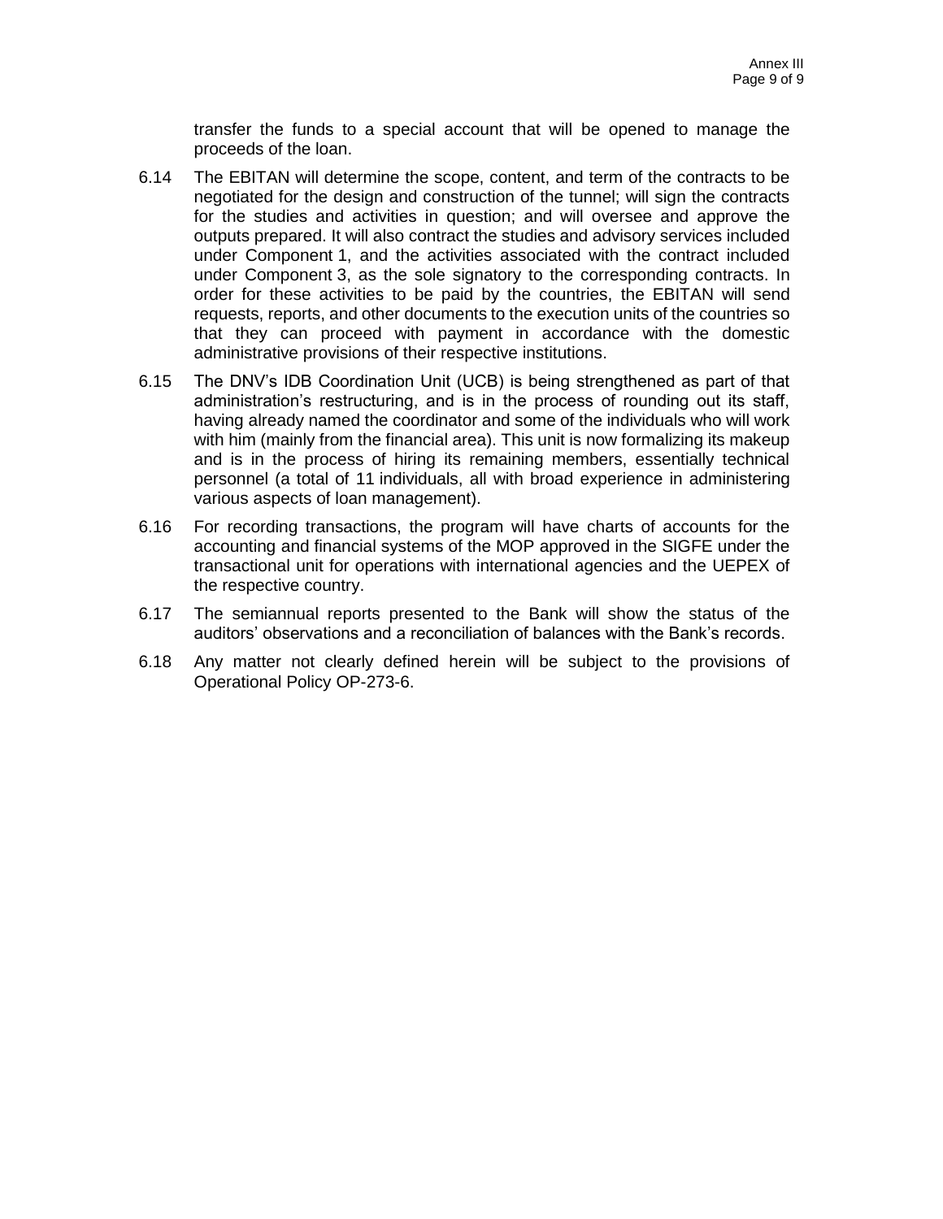transfer the funds to a special account that will be opened to manage the proceeds of the loan.

6.14 The EBITAN will determine the scope, content, and term of the contracts to be negotiated for the design and construction of the tunnel; will sign the contracts for the studies and activities in question; and will oversee and approve the outputs prepared. It will also contract the studies and advisory services included under Component 1, and the activities associated with the contract included under Component 3, as the sole signatory to the corresponding contracts. In order for these activities to be paid by the countries, the EBITAN will send requests, reports, and other documents to the execution units of the countries so that they can proceed with payment in accordance with the domestic administrative provisions of their respective institutions.

6.15 The DNV's IDB Coordination Unit (UCB) is being strengthened as part of that administration's restructuring, and is in the process of rounding out its staff, having already named the coordinator and some of the individuals who will work with him (mainly from the financial area). This unit is now formalizing its makeup and is in the process of hiring its remaining members, essentially technical personnel (a total of 11 individuals, all with broad experience in administering various aspects of loan management).

6.16 For recording transactions, the program will have charts of accounts for the accounting and financial systems of the MOP approved in the SIGFE under the transactional unit for operations with international agencies and the UEPEX of the respective country.

6.17 The semiannual reports presented to the Bank will show the status of the auditors' observations and a reconciliation of balances with the Bank's records.

6.18 Any matter not clearly defined herein will be subject to the provisions of Operational Policy OP-273-6.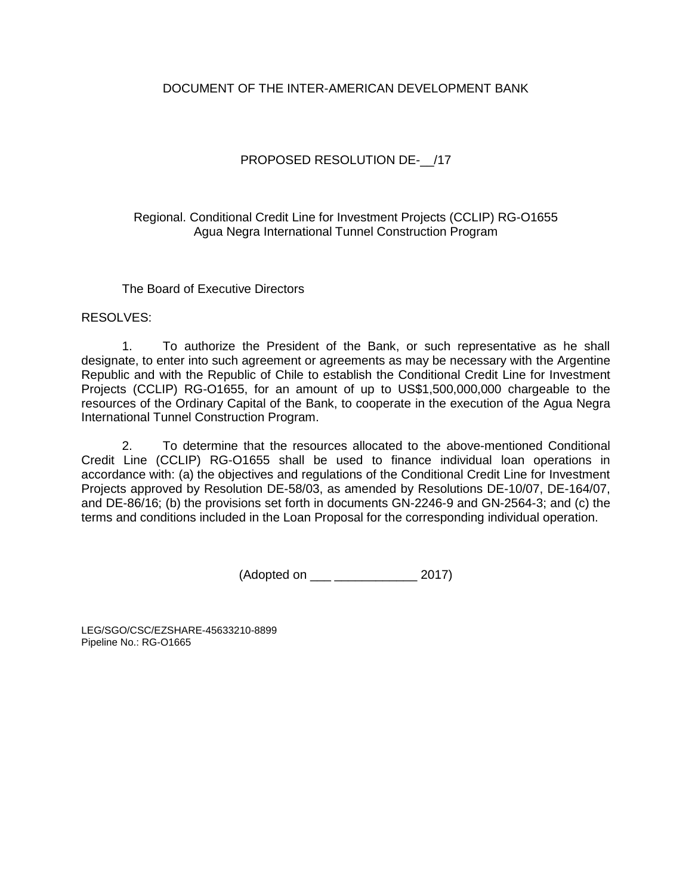DOCUMENT OF THE INTER-AMERICAN DEVELOPMENT BANK

PROPOSED RESOLUTION DE-__/17

Regional. Conditional Credit Line for Investment Projects (CCLIP) RG-O1655
Agua Negra International Tunnel Construction Program

The Board of Executive Directors

RESOLVES:

1. To authorize the President of the Bank, or such representative as he shall designate, to enter into such agreement or agreements as may be necessary with the Argentine Republic and with the Republic of Chile to establish the Conditional Credit Line for Investment Projects (CCLIP) RG-O1655, for an amount of up to US$1,500,000,000 chargeable to the resources of the Ordinary Capital of the Bank, to cooperate in the execution of the Agua Negra International Tunnel Construction Program.

2. To determine that the resources allocated to the above-mentioned Conditional Credit Line (CCLIP) RG-O1655 shall be used to finance individual loan operations in accordance with: (a) the objectives and regulations of the Conditional Credit Line for Investment Projects approved by Resolution DE-58/03, as amended by Resolutions DE-10/07, DE-164/07, and DE-86/16; (b) the provisions set forth in documents GN-2246-9 and GN-2564-3; and (c) the terms and conditions included in the Loan Proposal for the corresponding individual operation.

(Adopted on ___ ____________ 2017)

LEG/SGO/CSC/EZSHARE-45633210-8899
Pipeline No.: RG-O1665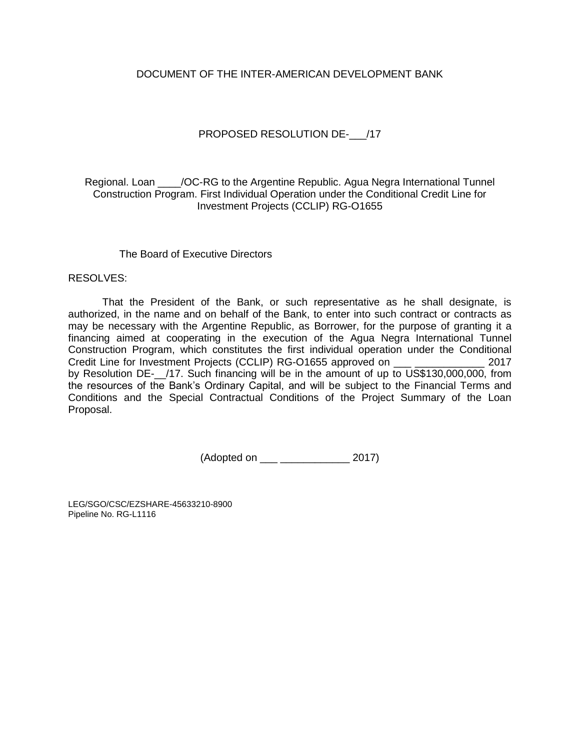DOCUMENT OF THE INTER-AMERICAN DEVELOPMENT BANK

PROPOSED RESOLUTION DE-___/17

Regional. Loan ____/OC-RG to the Argentine Republic. Agua Negra International Tunnel Construction Program. First Individual Operation under the Conditional Credit Line for Investment Projects (CCLIP) RG-O1655

The Board of Executive Directors

RESOLVES:

That the President of the Bank, or such representative as he shall designate, is authorized, in the name and on behalf of the Bank, to enter into such contract or contracts as may be necessary with the Argentine Republic, as Borrower, for the purpose of granting it a financing aimed at cooperating in the execution of the Agua Negra International Tunnel Construction Program, which constitutes the first individual operation under the Conditional Credit Line for Investment Projects (CCLIP) RG-O1655 approved on ___ ____________ 2017 by Resolution DE-__/17. Such financing will be in the amount of up to US$130,000,000, from the resources of the Bank's Ordinary Capital, and will be subject to the Financial Terms and Conditions and the Special Contractual Conditions of the Project Summary of the Loan Proposal.

(Adopted on ___ ____________ 2017)

LEG/SGO/CSC/EZSHARE-45633210-8900
Pipeline No. RG-L1116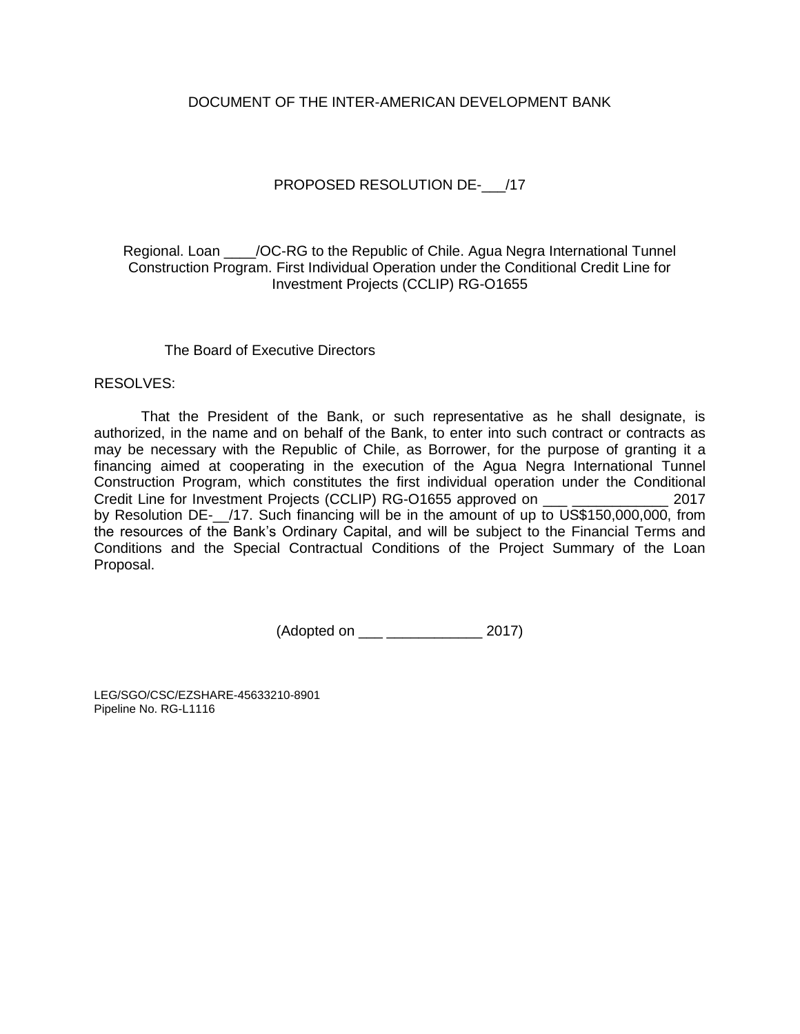DOCUMENT OF THE INTER-AMERICAN DEVELOPMENT BANK

PROPOSED RESOLUTION DE-___/17

Regional. Loan ____/OC-RG to the Republic of Chile. Agua Negra International Tunnel Construction Program. First Individual Operation under the Conditional Credit Line for Investment Projects (CCLIP) RG-O1655

The Board of Executive Directors

RESOLVES:

That the President of the Bank, or such representative as he shall designate, is authorized, in the name and on behalf of the Bank, to enter into such contract or contracts as may be necessary with the Republic of Chile, as Borrower, for the purpose of granting it a financing aimed at cooperating in the execution of the Agua Negra International Tunnel Construction Program, which constitutes the first individual operation under the Conditional Credit Line for Investment Projects (CCLIP) RG-O1655 approved on ___ ____________ 2017 by Resolution DE-__/17. Such financing will be in the amount of up to US$150,000,000, from the resources of the Bank's Ordinary Capital, and will be subject to the Financial Terms and Conditions and the Special Contractual Conditions of the Project Summary of the Loan Proposal.

(Adopted on ___ ____________ 2017)

LEG/SGO/CSC/EZSHARE-45633210-8901
Pipeline No. RG-L1116